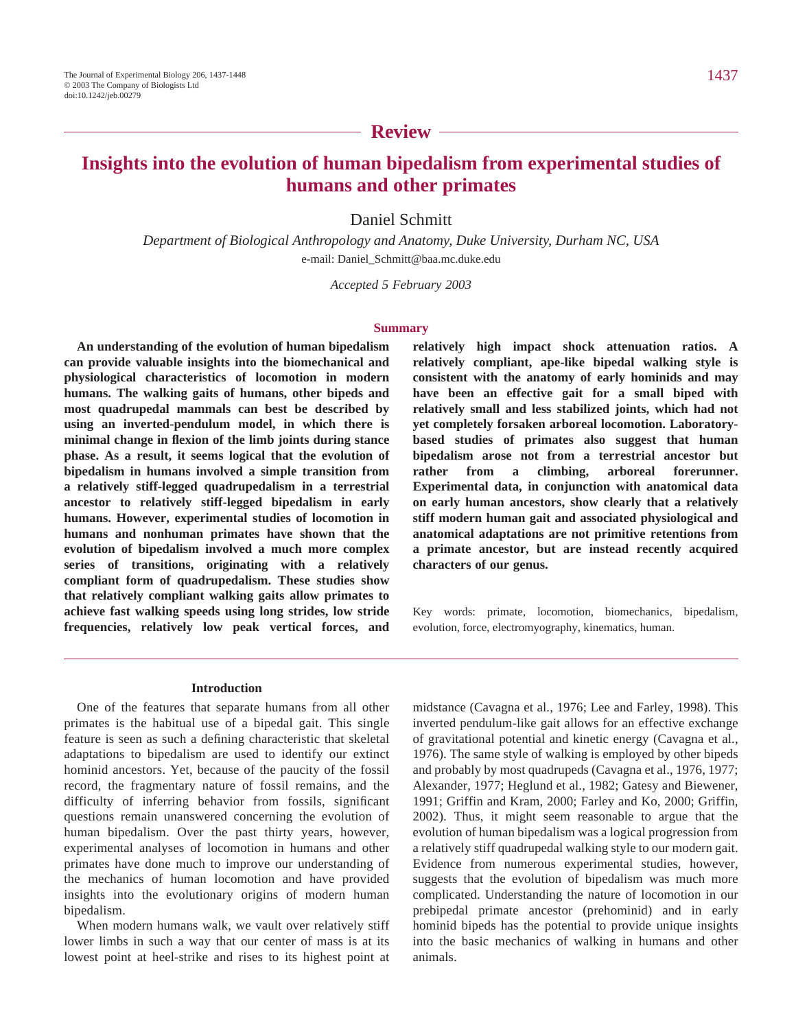## Review

# Insights into the evolution of human bipedalism from experimental studies of humans and other primates

Daniel Schmitt

*Department of Biological Anthropology and Anatomy, Duke University, Durham NC, USA*

e-mail: Daniel_Schmitt@baa.mc.duke.edu

*Accepted 5 February 2003*

### Summary

**An understanding of the evolution of human bipedalism can provide valuable insights into the biomechanical and physiological characteristics of locomotion in modern humans. The walking gaits of humans, other bipeds and most quadrupedal mammals can best be described by using an inverted-pendulum model, in which there is minimal change in flexion of the limb joints during stance phase. As a result, it seems logical that the evolution of bipedalism in humans involved a simple transition from a relatively stiff-legged quadrupedalism in a terrestrial ancestor to relatively stiff-legged bipedalism in early humans. However, experimental studies of locomotion in humans and nonhuman primates have shown that the evolution of bipedalism involved a much more complex series of transitions, originating with a relatively compliant form of quadrupedalism. These studies show that relatively compliant walking gaits allow primates to achieve fast walking speeds using long strides, low stride frequencies, relatively low peak vertical forces, and relatively high impact shock attenuation ratios. A relatively compliant, ape-like bipedal walking style is consistent with the anatomy of early hominids and may have been an effective gait for a small biped with relatively small and less stabilized joints, which had not yet completely forsaken arboreal locomotion. Laboratory-based studies of primates also suggest that human bipedalism arose not from a terrestrial ancestor but rather from a climbing, arboreal forerunner. Experimental data, in conjunction with anatomical data on early human ancestors, show clearly that a relatively stiff modern human gait and associated physiological and anatomical adaptations are not primitive retentions from a primate ancestor, but are instead recently acquired characters of our genus.**

Key words: primate, locomotion, biomechanics, bipedalism, evolution, force, electromyography, kinematics, human.

### Introduction

One of the features that separate humans from all other primates is the habitual use of a bipedal gait. This single feature is seen as such a defining characteristic that skeletal adaptations to bipedalism are used to identify our extinct hominid ancestors. Yet, because of the paucity of the fossil record, the fragmentary nature of fossil remains, and the difficulty of inferring behavior from fossils, significant questions remain unanswered concerning the evolution of human bipedalism. Over the past thirty years, however, experimental analyses of locomotion in humans and other primates have done much to improve our understanding of the mechanics of human locomotion and have provided insights into the evolutionary origins of modern human bipedalism.

When modern humans walk, we vault over relatively stiff lower limbs in such a way that our center of mass is at its lowest point at heel-strike and rises to its highest point at midstance (Cavagna et al., 1976; Lee and Farley, 1998). This inverted pendulum-like gait allows for an effective exchange of gravitational potential and kinetic energy (Cavagna et al., 1976). The same style of walking is employed by other bipeds and probably by most quadrupeds (Cavagna et al., 1976, 1977; Alexander, 1977; Heglund et al., 1982; Gatesy and Biewener, 1991; Griffin and Kram, 2000; Farley and Ko, 2000; Griffin, 2002). Thus, it might seem reasonable to argue that the evolution of human bipedalism was a logical progression from a relatively stiff quadrupedal walking style to our modern gait. Evidence from numerous experimental studies, however, suggests that the evolution of bipedalism was much more complicated. Understanding the nature of locomotion in our prebipedal primate ancestor (prehominid) and in early hominid bipeds has the potential to provide unique insights into the basic mechanics of walking in humans and other animals.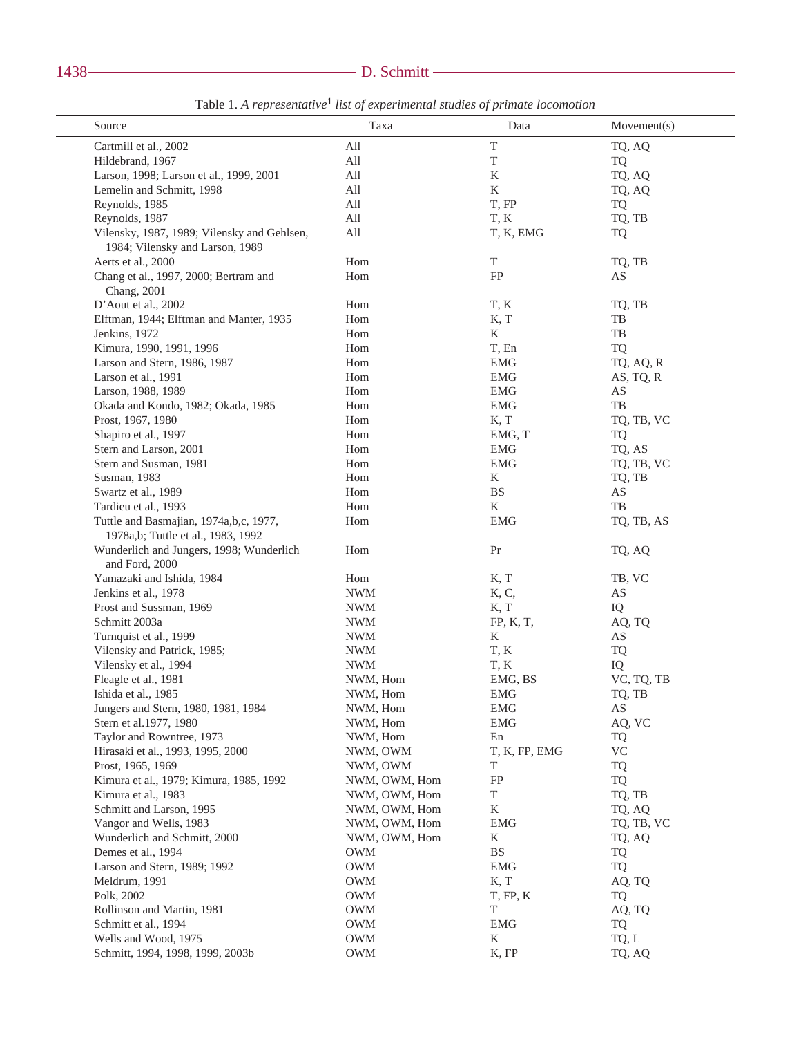Table 1. *A representative*[1] *list of experimental studies of primate locomotion*

| Source | Taxa | Data | Movement(s) |
|---|---|---|---|
| Cartmill et al., 2002 | All | T | TQ, AQ |
| Hildebrand, 1967 | All | T | TQ |
| Larson, 1998; Larson et al., 1999, 2001 | All | K | TQ, AQ |
| Lemelin and Schmitt, 1998 | All | K | TQ, AQ |
| Reynolds, 1985 | All | T, FP | TQ |
| Reynolds, 1987 | All | T, K | TQ, TB |
| Vilensky, 1987, 1989; Vilensky and Gehlsen, 1984; Vilensky and Larson, 1989 | All | T, K, EMG | TQ |
| Aerts et al., 2000 | Hom | T | TQ, TB |
| Chang et al., 1997, 2000; Bertram and Chang, 2001 | Hom | FP | AS |
| D'Aout et al., 2002 | Hom | T, K | TQ, TB |
| Elftman, 1944; Elftman and Manter, 1935 | Hom | K, T | TB |
| Jenkins, 1972 | Hom | K | TB |
| Kimura, 1990, 1991, 1996 | Hom | T, En | TQ |
| Larson and Stern, 1986, 1987 | Hom | EMG | TQ, AQ, R |
| Larson et al., 1991 | Hom | EMG | AS, TQ, R |
| Larson, 1988, 1989 | Hom | EMG | AS |
| Okada and Kondo, 1982; Okada, 1985 | Hom | EMG | TB |
| Prost, 1967, 1980 | Hom | K, T | TQ, TB, VC |
| Shapiro et al., 1997 | Hom | EMG, T | TQ |
| Stern and Larson, 2001 | Hom | EMG | TQ, AS |
| Stern and Susman, 1981 | Hom | EMG | TQ, TB, VC |
| Susman, 1983 | Hom | K | TQ, TB |
| Swartz et al., 1989 | Hom | BS | AS |
| Tardieu et al., 1993 | Hom | K | TB |
| Tuttle and Basmajian, 1974a,b,c, 1977, 1978a,b; Tuttle et al., 1983, 1992 | Hom | EMG | TQ, TB, AS |
| Wunderlich and Jungers, 1998; Wunderlich and Ford, 2000 | Hom | Pr | TQ, AQ |
| Yamazaki and Ishida, 1984 | Hom | K, T | TB, VC |
| Jenkins et al., 1978 | NWM | K, C, | AS |
| Prost and Sussman, 1969 | NWM | K, T | IQ |
| Schmitt 2003a | NWM | FP, K, T, | AQ, TQ |
| Turnquist et al., 1999 | NWM | K | AS |
| Vilensky and Patrick, 1985; | NWM | T, K | TQ |
| Vilensky et al., 1994 | NWM | T, K | IQ |
| Fleagle et al., 1981 | NWM, Hom | EMG, BS | VC, TQ, TB |
| Ishida et al., 1985 | NWM, Hom | EMG | TQ, TB |
| Jungers and Stern, 1980, 1981, 1984 | NWM, Hom | EMG | AS |
| Stern et al.1977, 1980 | NWM, Hom | EMG | AQ, VC |
| Taylor and Rowntree, 1973 | NWM, Hom | En | TQ |
| Hirasaki et al., 1993, 1995, 2000 | NWM, OWM | T, K, FP, EMG | VC |
| Prost, 1965, 1969 | NWM, OWM | T | TQ |
| Kimura et al., 1979; Kimura, 1985, 1992 | NWM, OWM, Hom | FP | TQ |
| Kimura et al., 1983 | NWM, OWM, Hom | T | TQ, TB |
| Schmitt and Larson, 1995 | NWM, OWM, Hom | K | TQ, AQ |
| Vangor and Wells, 1983 | NWM, OWM, Hom | EMG | TQ, TB, VC |
| Wunderlich and Schmitt, 2000 | NWM, OWM, Hom | K | TQ, AQ |
| Demes et al., 1994 | OWM | BS | TQ |
| Larson and Stern, 1989; 1992 | OWM | EMG | TQ |
| Meldrum, 1991 | OWM | K, T | AQ, TQ |
| Polk, 2002 | OWM | T, FP, K | TQ |
| Rollinson and Martin, 1981 | OWM | T | AQ, TQ |
| Schmitt et al., 1994 | OWM | EMG | TQ |
| Wells and Wood, 1975 | OWM | K | TQ, L |
| Schmitt, 1994, 1998, 1999, 2003b | OWM | K, FP | TQ, AQ |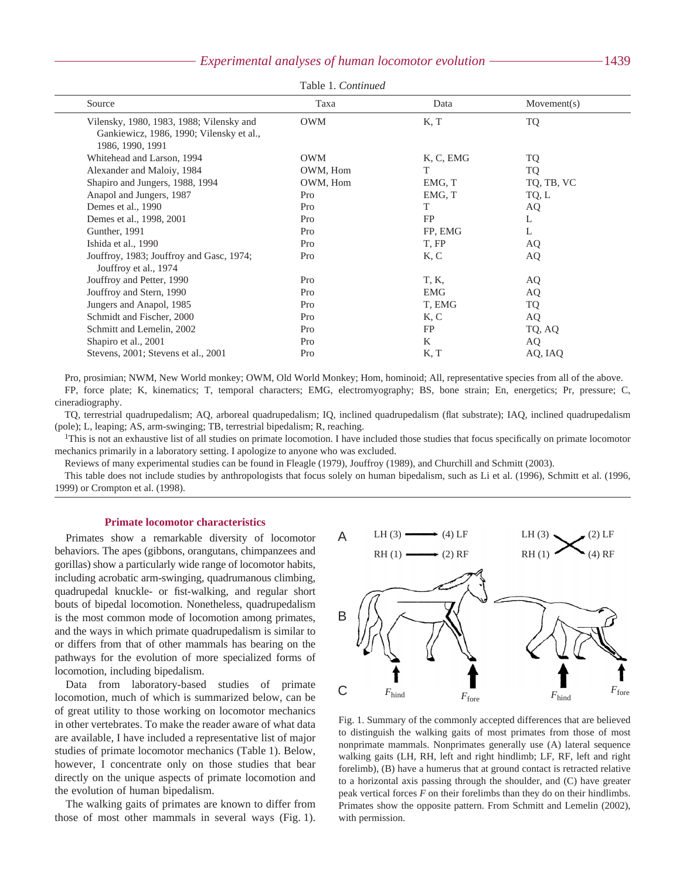Table 1. *Continued*

| Source | Taxa | Data | Movement(s) |
|---|---|---|---|
| Vilensky, 1980, 1983, 1988; Vilensky and Gankiewicz, 1986, 1990; Vilensky et al., 1986, 1990, 1991 | OWM | K, T | TQ |
| Whitehead and Larson, 1994 | OWM | K, C, EMG | TQ |
| Alexander and Maloiy, 1984 | OWM, Hom | T | TQ |
| Shapiro and Jungers, 1988, 1994 | OWM, Hom | EMG, T | TQ, TB, VC |
| Anapol and Jungers, 1987 | Pro | EMG, T | TQ, L |
| Demes et al., 1990 | Pro | T | AQ |
| Demes et al., 1998, 2001 | Pro | FP | L |
| Gunther, 1991 | Pro | FP, EMG | L |
| Ishida et al., 1990 | Pro | T, FP | AQ |
| Jouffroy, 1983; Jouffroy and Gasc, 1974; Jouffroy et al., 1974 | Pro | K, C | AQ |
| Jouffroy and Petter, 1990 | Pro | T, K, | AQ |
| Jouffroy and Stern, 1990 | Pro | EMG | AQ |
| Jungers and Anapol, 1985 | Pro | T, EMG | TQ |
| Schmidt and Fischer, 2000 | Pro | K, C | AQ |
| Schmitt and Lemelin, 2002 | Pro | FP | TQ, AQ |
| Shapiro et al., 2001 | Pro | K | AQ |
| Stevens, 2001; Stevens et al., 2001 | Pro | K, T | AQ, IAQ |

Pro, prosimian; NWM, New World monkey; OWM, Old World Monkey; Hom, hominoid; All, representative species from all of the above.

FP, force plate; K, kinematics; T, temporal characters; EMG, electromyography; BS, bone strain; En, energetics; Pr, pressure; C, cineradiography.

TQ, terrestrial quadrupedalism; AQ, arboreal quadrupedalism; IQ, inclined quadrupedalism (flat substrate); IAQ, inclined quadrupedalism (pole); L, leaping; AS, arm-swinging; TB, terrestrial bipedalism; R, reaching.

[1]This is not an exhaustive list of all studies on primate locomotion. I have included those studies that focus specifically on primate locomotor mechanics primarily in a laboratory setting. I apologize to anyone who was excluded.

Reviews of many experimental studies can be found in Fleagle (1979), Jouffroy (1989), and Churchill and Schmitt (2003).

This table does not include studies by anthropologists that focus solely on human bipedalism, such as Li et al. (1996), Schmitt et al. (1996, 1999) or Crompton et al. (1998).

## Primate locomotor characteristics

Primates show a remarkable diversity of locomotor behaviors. The apes (gibbons, orangutans, chimpanzees and gorillas) show a particularly wide range of locomotor habits, including acrobatic arm-swinging, quadrumanous climbing, quadrupedal knuckle- or fist-walking, and regular short bouts of bipedal locomotion. Nonetheless, quadrupedalism is the most common mode of locomotion among primates, and the ways in which primate quadrupedalism is similar to or differs from that of other mammals has bearing on the pathways for the evolution of more specialized forms of locomotion, including bipedalism.

Data from laboratory-based studies of primate locomotion, much of which is summarized below, can be of great utility to those working on locomotor mechanics in other vertebrates. To make the reader aware of what data are available, I have included a representative list of major studies of primate locomotor mechanics (Table 1). Below, however, I concentrate only on those studies that bear directly on the unique aspects of primate locomotion and the evolution of human bipedalism.

The walking gaits of primates are known to differ from those of most other mammals in several ways (Fig. 1).

Fig. 1. Summary of the commonly accepted differences that are believed to distinguish the walking gaits of most primates from those of most nonprimate mammals. Nonprimates generally use (A) lateral sequence walking gaits (LH, RH, left and right hindlimb; LF, RF, left and right forelimb), (B) have a humerus that at ground contact is retracted relative to a horizontal axis passing through the shoulder, and (C) have greater peak vertical forces $F$ on their forelimbs than they do on their hindlimbs. Primates show the opposite pattern. From Schmitt and Lemelin (2002), with permission.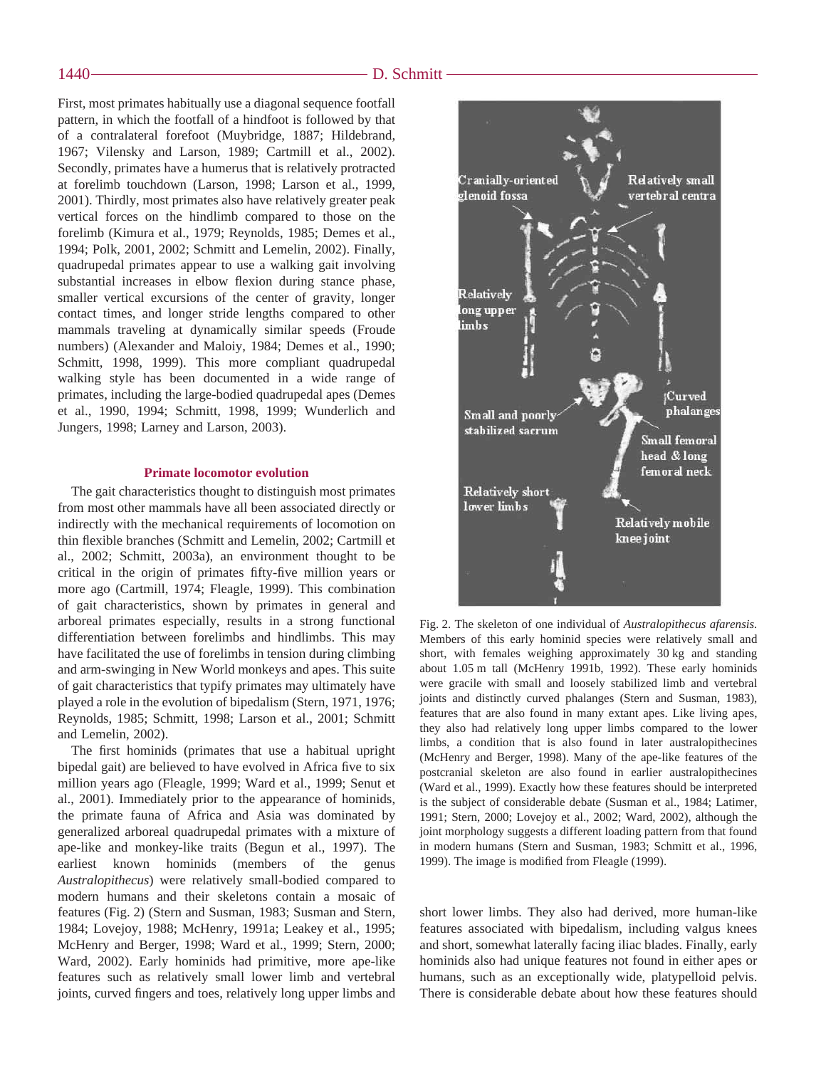First, most primates habitually use a diagonal sequence footfall pattern, in which the footfall of a hindfoot is followed by that of a contralateral forefoot (Muybridge, 1887; Hildebrand, 1967; Vilensky and Larson, 1989; Cartmill et al., 2002). Secondly, primates have a humerus that is relatively protracted at forelimb touchdown (Larson, 1998; Larson et al., 1999, 2001). Thirdly, most primates also have relatively greater peak vertical forces on the hindlimb compared to those on the forelimb (Kimura et al., 1979; Reynolds, 1985; Demes et al., 1994; Polk, 2001, 2002; Schmitt and Lemelin, 2002). Finally, quadrupedal primates appear to use a walking gait involving substantial increases in elbow flexion during stance phase, smaller vertical excursions of the center of gravity, longer contact times, and longer stride lengths compared to other mammals traveling at dynamically similar speeds (Froude numbers) (Alexander and Maloiy, 1984; Demes et al., 1990; Schmitt, 1998, 1999). This more compliant quadrupedal walking style has been documented in a wide range of primates, including the large-bodied quadrupedal apes (Demes et al., 1990, 1994; Schmitt, 1998, 1999; Wunderlich and Jungers, 1998; Larney and Larson, 2003).

## Primate locomotor evolution

The gait characteristics thought to distinguish most primates from most other mammals have all been associated directly or indirectly with the mechanical requirements of locomotion on thin flexible branches (Schmitt and Lemelin, 2002; Cartmill et al., 2002; Schmitt, 2003a), an environment thought to be critical in the origin of primates fifty-five million years or more ago (Cartmill, 1974; Fleagle, 1999). This combination of gait characteristics, shown by primates in general and arboreal primates especially, results in a strong functional differentiation between forelimbs and hindlimbs. This may have facilitated the use of forelimbs in tension during climbing and arm-swinging in New World monkeys and apes. This suite of gait characteristics that typify primates may ultimately have played a role in the evolution of bipedalism (Stern, 1971, 1976; Reynolds, 1985; Schmitt, 1998; Larson et al., 2001; Schmitt and Lemelin, 2002).

The first hominids (primates that use a habitual upright bipedal gait) are believed to have evolved in Africa five to six million years ago (Fleagle, 1999; Ward et al., 1999; Senut et al., 2001). Immediately prior to the appearance of hominids, the primate fauna of Africa and Asia was dominated by generalized arboreal quadrupedal primates with a mixture of ape-like and monkey-like traits (Begun et al., 1997). The earliest known hominids (members of the genus *Australopithecus*) were relatively small-bodied compared to modern humans and their skeletons contain a mosaic of features (Fig. 2) (Stern and Susman, 1983; Susman and Stern, 1984; Lovejoy, 1988; McHenry, 1991a; Leakey et al., 1995; McHenry and Berger, 1998; Ward et al., 1999; Stern, 2000; Ward, 2002). Early hominids had primitive, more ape-like features such as relatively small lower limb and vertebral joints, curved fingers and toes, relatively long upper limbs and short lower limbs. They also had derived, more human-like features associated with bipedalism, including valgus knees and short, somewhat laterally facing iliac blades. Finally, early hominids also had unique features not found in either apes or humans, such as an exceptionally wide, platypelloid pelvis. There is considerable debate about how these features should

Fig. 2. The skeleton of one individual of *Australopithecus afarensis*. Members of this early hominid species were relatively small and short, with females weighing approximately 30 kg and standing about 1.05 m tall (McHenry 1991b, 1992). These early hominids were gracile with small and loosely stabilized limb and vertebral joints and distinctly curved phalanges (Stern and Susman, 1983), features that are also found in many extant apes. Like living apes, they also had relatively long upper limbs compared to the lower limbs, a condition that is also found in later australopithecines (McHenry and Berger, 1998). Many of the ape-like features of the postcranial skeleton are also found in earlier australopithecines (Ward et al., 1999). Exactly how these features should be interpreted is the subject of considerable debate (Susman et al., 1984; Latimer, 1991; Stern, 2000; Lovejoy et al., 2002; Ward, 2002), although the joint morphology suggests a different loading pattern from that found in modern humans (Stern and Susman, 1983; Schmitt et al., 1996, 1999). The image is modified from Fleagle (1999).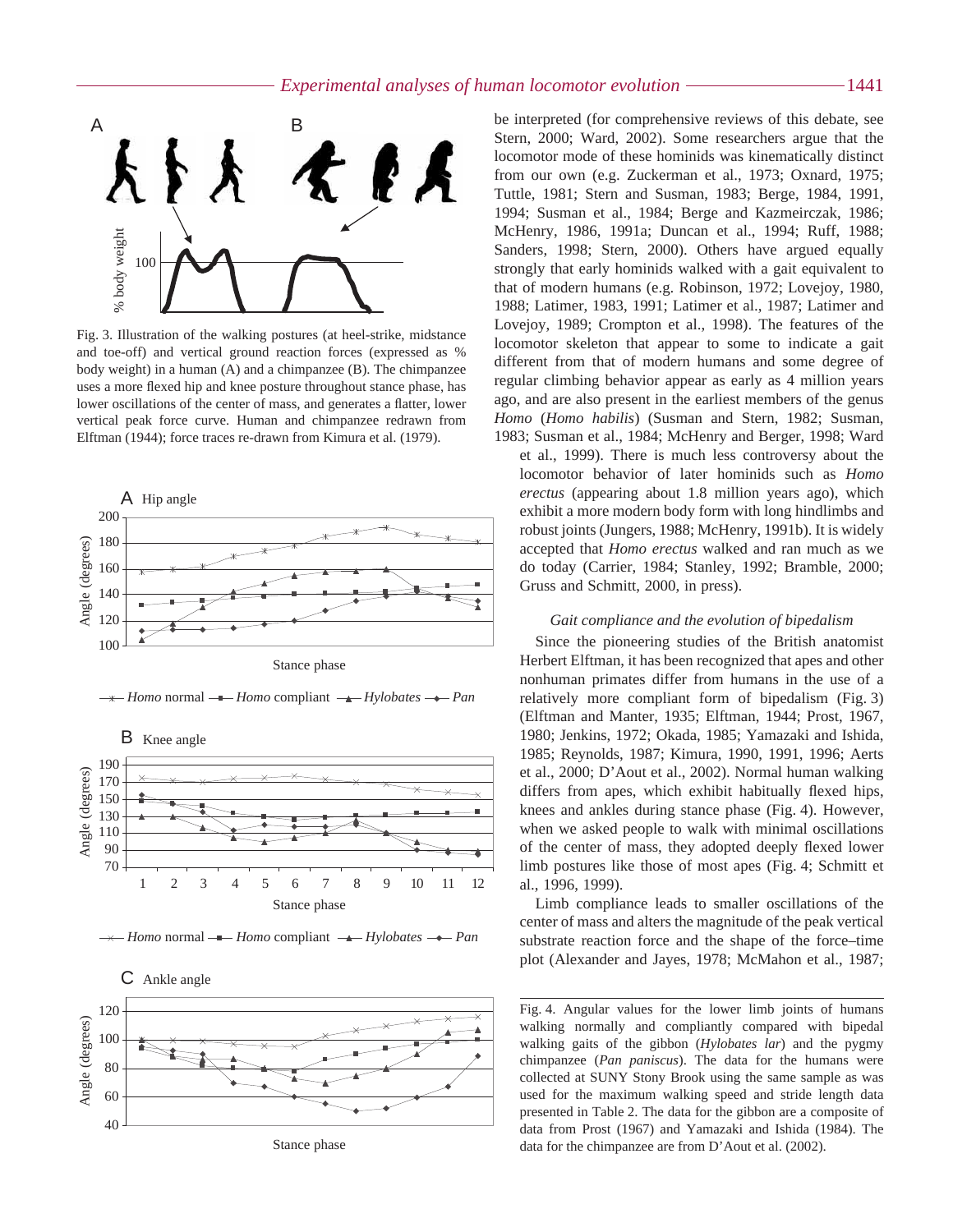Fig. 3. Illustration of the walking postures (at heel-strike, midstance and toe-off) and vertical ground reaction forces (expressed as % body weight) in a human (A) and a chimpanzee (B). The chimpanzee uses a more flexed hip and knee posture throughout stance phase, has lower oscillations of the center of mass, and generates a flatter, lower vertical peak force curve. Human and chimpanzee redrawn from Elftman (1944); force traces re-drawn from Kimura et al. (1979).

Fig. 4. Angular values for the lower limb joints of humans walking normally and compliantly compared with bipedal walking gaits of the gibbon (*Hylobates lar*) and the pygmy chimpanzee (*Pan paniscus*). The data for the humans were collected at SUNY Stony Brook using the same sample as was used for the maximum walking speed and stride length data presented in Table 2. The data for the gibbon are a composite of data from Prost (1967) and Yamazaki and Ishida (1984). The data for the chimpanzee are from D'Aout et al. (2002).

be interpreted (for comprehensive reviews of this debate, see Stern, 2000; Ward, 2002). Some researchers argue that the locomotor mode of these hominids was kinematically distinct from our own (e.g. Zuckerman et al., 1973; Oxnard, 1975; Tuttle, 1981; Stern and Susman, 1983; Berge, 1984, 1991, 1994; Susman et al., 1984; Berge and Kazmeirczak, 1986; McHenry, 1986, 1991a; Duncan et al., 1994; Ruff, 1988; Sanders, 1998; Stern, 2000). Others have argued equally strongly that early hominids walked with a gait equivalent to that of modern humans (e.g. Robinson, 1972; Lovejoy, 1980, 1988; Latimer, 1983, 1991; Latimer et al., 1987; Latimer and Lovejoy, 1989; Crompton et al., 1998). The features of the locomotor skeleton that appear to some to indicate a gait different from that of modern humans and some degree of regular climbing behavior appear as early as 4 million years ago, and are also present in the earliest members of the genus *Homo* (*Homo habilis*) (Susman and Stern, 1982; Susman, 1983; Susman et al., 1984; McHenry and Berger, 1998; Ward et al., 1999). There is much less controversy about the locomotor behavior of later hominids such as *Homo erectus* (appearing about 1.8 million years ago), which exhibit a more modern body form with long hindlimbs and robust joints (Jungers, 1988; McHenry, 1991b). It is widely accepted that *Homo erectus* walked and ran much as we do today (Carrier, 1984; Stanley, 1992; Bramble, 2000; Gruss and Schmitt, 2000, in press).

### *Gait compliance and the evolution of bipedalism*

Since the pioneering studies of the British anatomist Herbert Elftman, it has been recognized that apes and other nonhuman primates differ from humans in the use of a relatively more compliant form of bipedalism (Fig. 3) (Elftman and Manter, 1935; Elftman, 1944; Prost, 1967, 1980; Jenkins, 1972; Okada, 1985; Yamazaki and Ishida, 1985; Reynolds, 1987; Kimura, 1990, 1991, 1996; Aerts et al., 2000; D'Aout et al., 2002). Normal human walking differs from apes, which exhibit habitually flexed hips, knees and ankles during stance phase (Fig. 4). However, when we asked people to walk with minimal oscillations of the center of mass, they adopted deeply flexed lower limb postures like those of most apes (Fig. 4; Schmitt et al., 1996, 1999).

Limb compliance leads to smaller oscillations of the center of mass and alters the magnitude of the peak vertical substrate reaction force and the shape of the force–time plot (Alexander and Jayes, 1978; McMahon et al., 1987;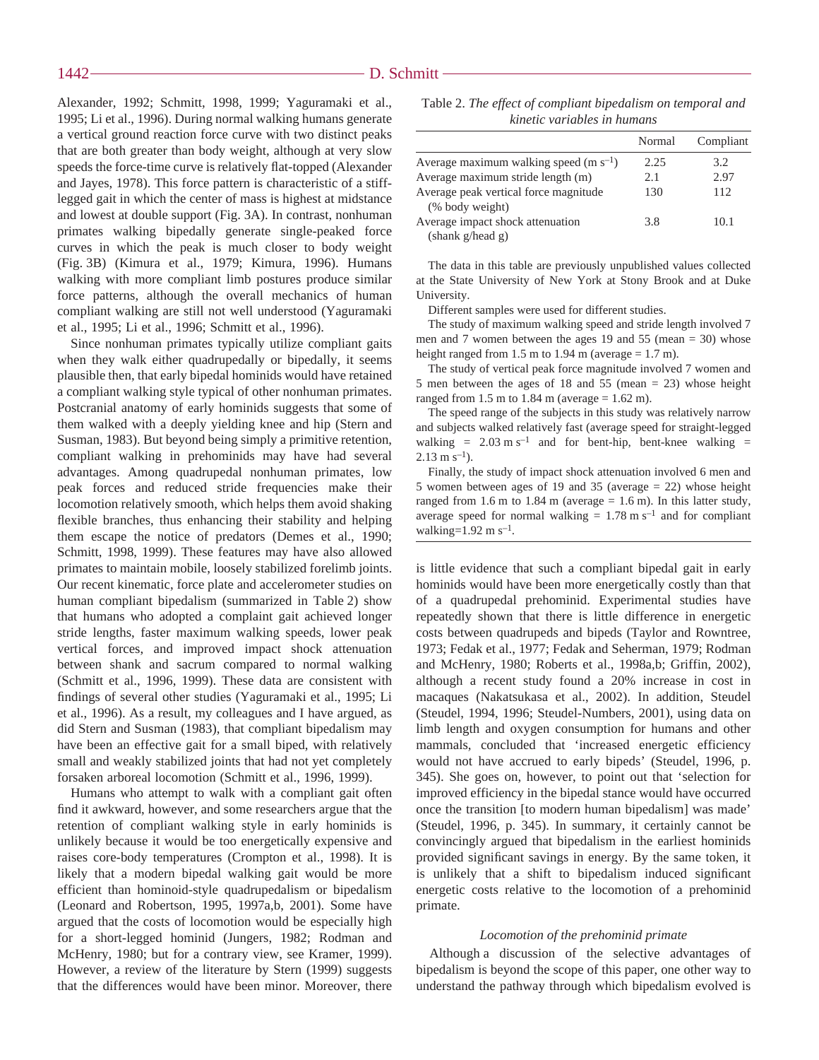Alexander, 1992; Schmitt, 1998, 1999; Yaguramaki et al., 1995; Li et al., 1996). During normal walking humans generate a vertical ground reaction force curve with two distinct peaks that are both greater than body weight, although at very slow speeds the force-time curve is relatively flat-topped (Alexander and Jayes, 1978). This force pattern is characteristic of a stiff-legged gait in which the center of mass is highest at midstance and lowest at double support (Fig. 3A). In contrast, nonhuman primates walking bipedally generate single-peaked force curves in which the peak is much closer to body weight (Fig. 3B) (Kimura et al., 1979; Kimura, 1996). Humans walking with more compliant limb postures produce similar force patterns, although the overall mechanics of human compliant walking are still not well understood (Yaguramaki et al., 1995; Li et al., 1996; Schmitt et al., 1996).

Since nonhuman primates typically utilize compliant gaits when they walk either quadrupedally or bipedally, it seems plausible then, that early bipedal hominids would have retained a compliant walking style typical of other nonhuman primates. Postcranial anatomy of early hominids suggests that some of them walked with a deeply yielding knee and hip (Stern and Susman, 1983). But beyond being simply a primitive retention, compliant walking in prehominids may have had several advantages. Among quadrupedal nonhuman primates, low peak forces and reduced stride frequencies make their locomotion relatively smooth, which helps them avoid shaking flexible branches, thus enhancing their stability and helping them escape the notice of predators (Demes et al., 1990; Schmitt, 1998, 1999). These features may have also allowed primates to maintain mobile, loosely stabilized forelimb joints. Our recent kinematic, force plate and accelerometer studies on human compliant bipedalism (summarized in Table 2) show that humans who adopted a complaint gait achieved longer stride lengths, faster maximum walking speeds, lower peak vertical forces, and improved impact shock attenuation between shank and sacrum compared to normal walking (Schmitt et al., 1996, 1999). These data are consistent with findings of several other studies (Yaguramaki et al., 1995; Li et al., 1996). As a result, my colleagues and I have argued, as did Stern and Susman (1983), that compliant bipedalism may have been an effective gait for a small biped, with relatively small and weakly stabilized joints that had not yet completely forsaken arboreal locomotion (Schmitt et al., 1996, 1999).

Humans who attempt to walk with a compliant gait often find it awkward, however, and some researchers argue that the retention of compliant walking style in early hominids is unlikely because it would be too energetically expensive and raises core-body temperatures (Crompton et al., 1998). It is likely that a modern bipedal walking gait would be more efficient than hominoid-style quadrupedalism or bipedalism (Leonard and Robertson, 1995, 1997a,b, 2001). Some have argued that the costs of locomotion would be especially high for a short-legged hominid (Jungers, 1982; Rodman and McHenry, 1980; but for a contrary view, see Kramer, 1999). However, a review of the literature by Stern (1999) suggests that the differences would have been minor. Moreover, there is little evidence that such a compliant bipedal gait in early hominids would have been more energetically costly than that of a quadrupedal prehominid. Experimental studies have repeatedly shown that there is little difference in energetic costs between quadrupeds and bipeds (Taylor and Rowntree, 1973; Fedak et al., 1977; Fedak and Seherman, 1979; Rodman and McHenry, 1980; Roberts et al., 1998a,b; Griffin, 2002), although a recent study found a 20% increase in cost in macaques (Nakatsukasa et al., 2002). In addition, Steudel (Steudel, 1994, 1996; Steudel-Numbers, 2001), using data on limb length and oxygen consumption for humans and other mammals, concluded that ‘increased energetic efficiency would not have accrued to early bipeds’ (Steudel, 1996, p. 345). She goes on, however, to point out that ‘selection for improved efficiency in the bipedal stance would have occurred once the transition [to modern human bipedalism] was made’ (Steudel, 1996, p. 345). In summary, it certainly cannot be convincingly argued that bipedalism in the earliest hominids provided significant savings in energy. By the same token, it is unlikely that a shift to bipedalism induced significant energetic costs relative to the locomotion of a prehominid primate.

Table 2. *The effect of compliant bipedalism on temporal and kinetic variables in humans*

| | Normal | Compliant |
|---|---|---|
| Average maximum walking speed (m $s^{-1}$) | 2.25 | 3.2 |
| Average maximum stride length (m) | 2.1 | 2.97 |
| Average peak vertical force magnitude (% body weight) | 130 | 112 |
| Average impact shock attenuation (shank g/head g) | 3.8 | 10.1 |

The data in this table are previously unpublished values collected at the State University of New York at Stony Brook and at Duke University.

Different samples were used for different studies.

The study of maximum walking speed and stride length involved 7 men and 7 women between the ages 19 and 55 (mean = 30) whose height ranged from 1.5 m to 1.94 m (average = 1.7 m).

The study of vertical peak force magnitude involved 7 women and 5 men between the ages of 18 and 55 (mean = 23) whose height ranged from 1.5 m to 1.84 m (average = 1.62 m).

The speed range of the subjects in this study was relatively narrow and subjects walked relatively fast (average speed for straight-legged walking = 2.03 m $s^{-1}$ and for bent-hip, bent-knee walking = 2.13 m $s^{-1}$).

Finally, the study of impact shock attenuation involved 6 men and 5 women between ages of 19 and 35 (average = 22) whose height ranged from 1.6 m to 1.84 m (average = 1.6 m). In this latter study, average speed for normal walking = 1.78 m $s^{-1}$ and for compliant walking=1.92 m $s^{-1}$.

### *Locomotion of the prehominid primate*

Although a discussion of the selective advantages of bipedalism is beyond the scope of this paper, one other way to understand the pathway through which bipedalism evolved is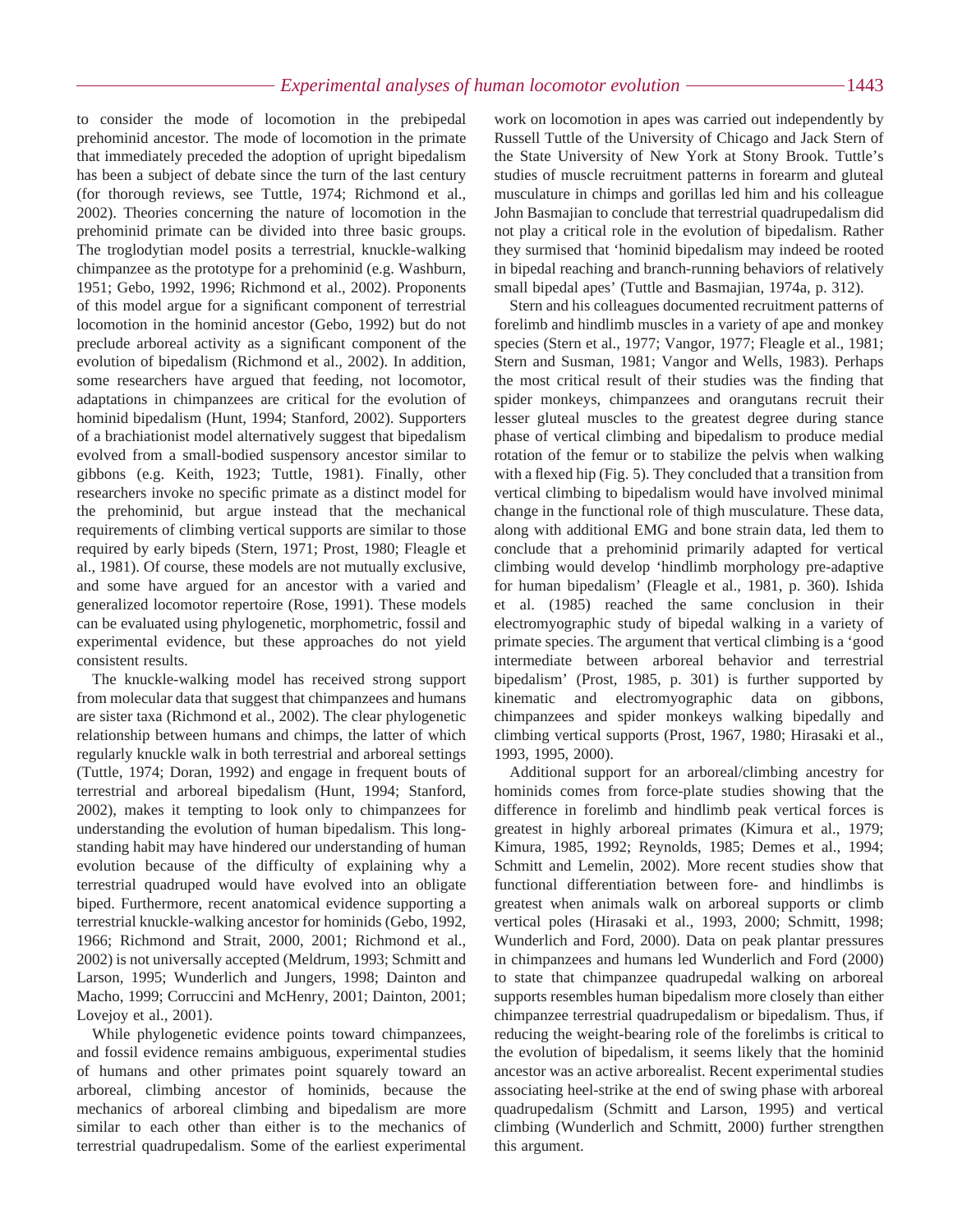to consider the mode of locomotion in the prebipedal prehominid ancestor. The mode of locomotion in the primate that immediately preceded the adoption of upright bipedalism has been a subject of debate since the turn of the last century (for thorough reviews, see Tuttle, 1974; Richmond et al., 2002). Theories concerning the nature of locomotion in the prehominid primate can be divided into three basic groups. The troglodytian model posits a terrestrial, knuckle-walking chimpanzee as the prototype for a prehominid (e.g. Washburn, 1951; Gebo, 1992, 1996; Richmond et al., 2002). Proponents of this model argue for a significant component of terrestrial locomotion in the hominid ancestor (Gebo, 1992) but do not preclude arboreal activity as a significant component of the evolution of bipedalism (Richmond et al., 2002). In addition, some researchers have argued that feeding, not locomotor, adaptations in chimpanzees are critical for the evolution of hominid bipedalism (Hunt, 1994; Stanford, 2002). Supporters of a brachiationist model alternatively suggest that bipedalism evolved from a small-bodied suspensory ancestor similar to gibbons (e.g. Keith, 1923; Tuttle, 1981). Finally, other researchers invoke no specific primate as a distinct model for the prehominid, but argue instead that the mechanical requirements of climbing vertical supports are similar to those required by early bipeds (Stern, 1971; Prost, 1980; Fleagle et al., 1981). Of course, these models are not mutually exclusive, and some have argued for an ancestor with a varied and generalized locomotor repertoire (Rose, 1991). These models can be evaluated using phylogenetic, morphometric, fossil and experimental evidence, but these approaches do not yield consistent results.

The knuckle-walking model has received strong support from molecular data that suggest that chimpanzees and humans are sister taxa (Richmond et al., 2002). The clear phylogenetic relationship between humans and chimps, the latter of which regularly knuckle walk in both terrestrial and arboreal settings (Tuttle, 1974; Doran, 1992) and engage in frequent bouts of terrestrial and arboreal bipedalism (Hunt, 1994; Stanford, 2002), makes it tempting to look only to chimpanzees for understanding the evolution of human bipedalism. This long-standing habit may have hindered our understanding of human evolution because of the difficulty of explaining why a terrestrial quadruped would have evolved into an obligate biped. Furthermore, recent anatomical evidence supporting a terrestrial knuckle-walking ancestor for hominids (Gebo, 1992, 1966; Richmond and Strait, 2000, 2001; Richmond et al., 2002) is not universally accepted (Meldrum, 1993; Schmitt and Larson, 1995; Wunderlich and Jungers, 1998; Dainton and Macho, 1999; Corruccini and McHenry, 2001; Dainton, 2001; Lovejoy et al., 2001).

While phylogenetic evidence points toward chimpanzees, and fossil evidence remains ambiguous, experimental studies of humans and other primates point squarely toward an arboreal, climbing ancestor of hominids, because the mechanics of arboreal climbing and bipedalism are more similar to each other than either is to the mechanics of terrestrial quadrupedalism. Some of the earliest experimental work on locomotion in apes was carried out independently by Russell Tuttle of the University of Chicago and Jack Stern of the State University of New York at Stony Brook. Tuttle's studies of muscle recruitment patterns in forearm and gluteal musculature in chimps and gorillas led him and his colleague John Basmajian to conclude that terrestrial quadrupedalism did not play a critical role in the evolution of bipedalism. Rather they surmised that 'hominid bipedalism may indeed be rooted in bipedal reaching and branch-running behaviors of relatively small bipedal apes' (Tuttle and Basmajian, 1974a, p. 312).

Stern and his colleagues documented recruitment patterns of forelimb and hindlimb muscles in a variety of ape and monkey species (Stern et al., 1977; Vangor, 1977; Fleagle et al., 1981; Stern and Susman, 1981; Vangor and Wells, 1983). Perhaps the most critical result of their studies was the finding that spider monkeys, chimpanzees and orangutans recruit their lesser gluteal muscles to the greatest degree during stance phase of vertical climbing and bipedalism to produce medial rotation of the femur or to stabilize the pelvis when walking with a flexed hip (Fig. 5). They concluded that a transition from vertical climbing to bipedalism would have involved minimal change in the functional role of thigh musculature. These data, along with additional EMG and bone strain data, led them to conclude that a prehominid primarily adapted for vertical climbing would develop 'hindlimb morphology pre-adaptive for human bipedalism' (Fleagle et al., 1981, p. 360). Ishida et al. (1985) reached the same conclusion in their electromyographic study of bipedal walking in a variety of primate species. The argument that vertical climbing is a 'good intermediate between arboreal behavior and terrestrial bipedalism' (Prost, 1985, p. 301) is further supported by kinematic and electromyographic data on gibbons, chimpanzees and spider monkeys walking bipedally and climbing vertical supports (Prost, 1967, 1980; Hirasaki et al., 1993, 1995, 2000).

Additional support for an arboreal/climbing ancestry for hominids comes from force-plate studies showing that the difference in forelimb and hindlimb peak vertical forces is greatest in highly arboreal primates (Kimura et al., 1979; Kimura, 1985, 1992; Reynolds, 1985; Demes et al., 1994; Schmitt and Lemelin, 2002). More recent studies show that functional differentiation between fore- and hindlimbs is greatest when animals walk on arboreal supports or climb vertical poles (Hirasaki et al., 1993, 2000; Schmitt, 1998; Wunderlich and Ford, 2000). Data on peak plantar pressures in chimpanzees and humans led Wunderlich and Ford (2000) to state that chimpanzee quadrupedal walking on arboreal supports resembles human bipedalism more closely than either chimpanzee terrestrial quadrupedalism or bipedalism. Thus, if reducing the weight-bearing role of the forelimbs is critical to the evolution of bipedalism, it seems likely that the hominid ancestor was an active arborealist. Recent experimental studies associating heel-strike at the end of swing phase with arboreal quadrupedalism (Schmitt and Larson, 1995) and vertical climbing (Wunderlich and Schmitt, 2000) further strengthen this argument.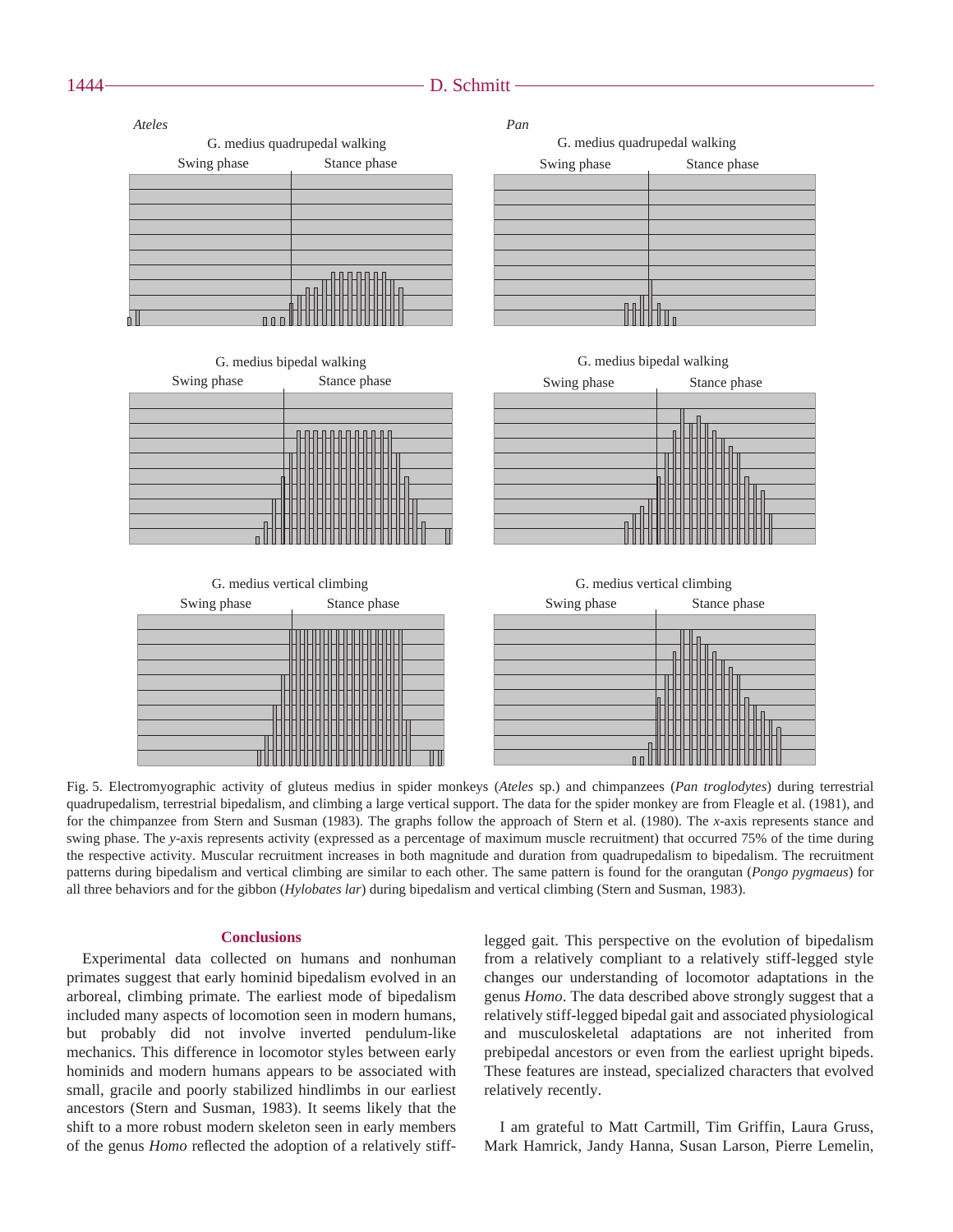*Ateles*

G. medius quadrupedal walking

Swing phase Stance phase

G. medius bipedal walking

Swing phase Stance phase

G. medius vertical climbing

Swing phase Stance phase

*Pan*

G. medius quadrupedal walking

Swing phase Stance phase

G. medius bipedal walking

Swing phase Stance phase

G. medius vertical climbing

Swing phase Stance phase

Fig. 5. Electromyographic activity of gluteus medius in spider monkeys (*Ateles* sp.) and chimpanzees (*Pan troglodytes*) during terrestrial quadrupedalism, terrestrial bipedalism, and climbing a large vertical support. The data for the spider monkey are from Fleagle et al. (1981), and for the chimpanzee from Stern and Susman (1983). The graphs follow the approach of Stern et al. (1980). The *x*-axis represents stance and swing phase. The *y*-axis represents activity (expressed as a percentage of maximum muscle recruitment) that occurred 75% of the time during the respective activity. Muscular recruitment increases in both magnitude and duration from quadrupedalism to bipedalism. The recruitment patterns during bipedalism and vertical climbing are similar to each other. The same pattern is found for the orangutan (*Pongo pygmaeus*) for all three behaviors and for the gibbon (*Hylobates lar*) during bipedalism and vertical climbing (Stern and Susman, 1983).

## Conclusions

Experimental data collected on humans and nonhuman primates suggest that early hominid bipedalism evolved in an arboreal, climbing primate. The earliest mode of bipedalism included many aspects of locomotion seen in modern humans, but probably did not involve inverted pendulum-like mechanics. This difference in locomotor styles between early hominids and modern humans appears to be associated with small, gracile and poorly stabilized hindlimbs in our earliest ancestors (Stern and Susman, 1983). It seems likely that the shift to a more robust modern skeleton seen in early members of the genus *Homo* reflected the adoption of a relatively stiff-legged gait. This perspective on the evolution of bipedalism from a relatively compliant to a relatively stiff-legged style changes our understanding of locomotor adaptations in the genus *Homo*. The data described above strongly suggest that a relatively stiff-legged bipedal gait and associated physiological and musculoskeletal adaptations are not inherited from prebipedal ancestors or even from the earliest upright bipeds. These features are instead, specialized characters that evolved relatively recently.

I am grateful to Matt Cartmill, Tim Griffin, Laura Gruss, Mark Hamrick, Jandy Hanna, Susan Larson, Pierre Lemelin,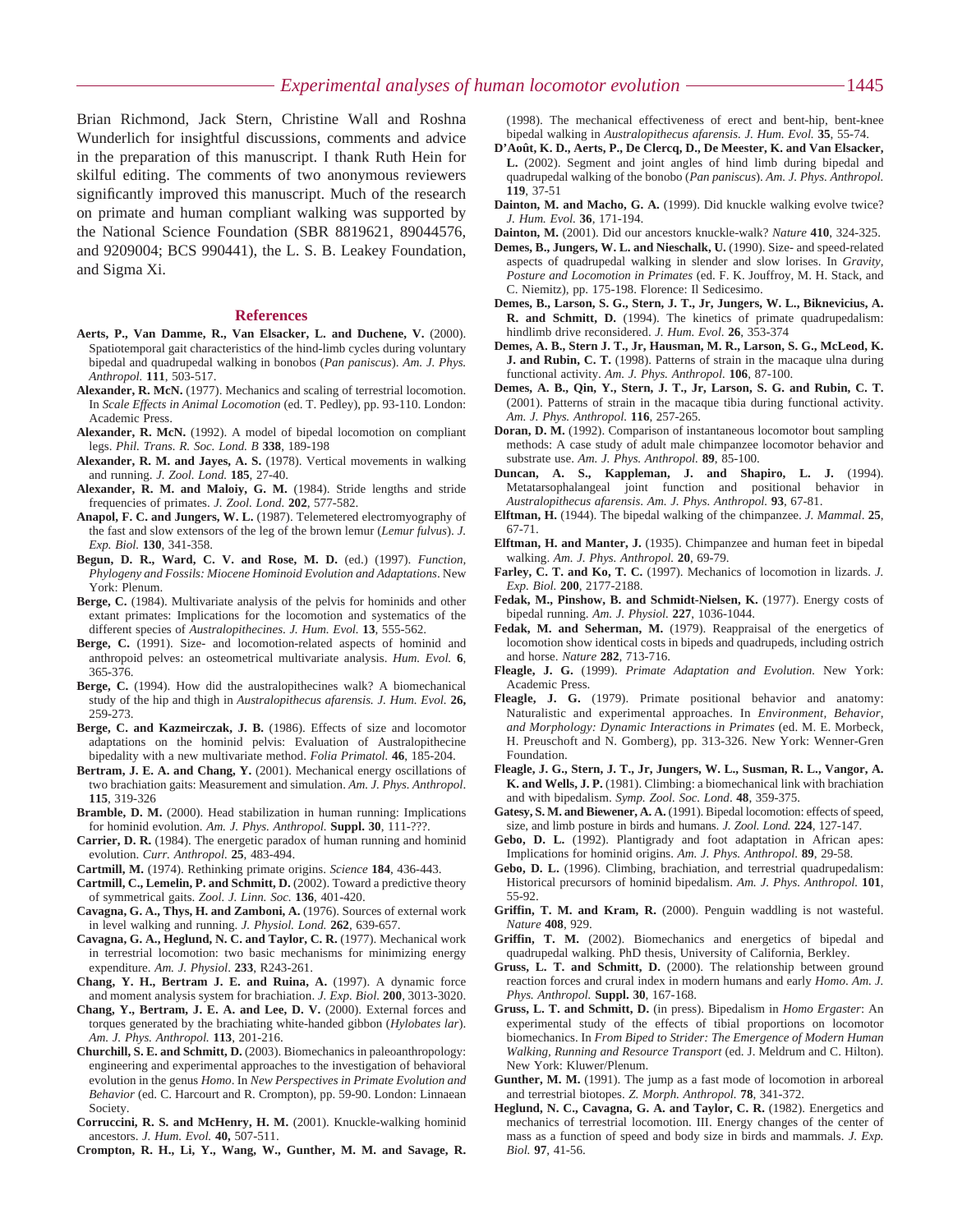Brian Richmond, Jack Stern, Christine Wall and Roshna Wunderlich for insightful discussions, comments and advice in the preparation of this manuscript. I thank Ruth Hein for skilful editing. The comments of two anonymous reviewers significantly improved this manuscript. Much of the research on primate and human compliant walking was supported by the National Science Foundation (SBR 8819621, 89044576, and 9209004; BCS 990441), the L. S. B. Leakey Foundation, and Sigma Xi.

## References

**Aerts, P., Van Damme, R., Van Elsacker, L. and Duchene, V.** (2000). Spatiotemporal gait characteristics of the hind-limb cycles during voluntary bipedal and quadrupedal walking in bonobos (*Pan paniscus*). *Am. J. Phys. Anthropol.* **111**, 503-517.

**Alexander, R. McN.** (1977). Mechanics and scaling of terrestrial locomotion. In *Scale Effects in Animal Locomotion* (ed. T. Pedley), pp. 93-110. London: Academic Press.

**Alexander, R. McN.** (1992). A model of bipedal locomotion on compliant legs. *Phil. Trans. R. Soc. Lond. B* **338**, 189-198

**Alexander, R. M. and Jayes, A. S.** (1978). Vertical movements in walking and running. *J. Zool. Lond.* **185**, 27-40.

**Alexander, R. M. and Maloiy, G. M.** (1984). Stride lengths and stride frequencies of primates. *J. Zool. Lond.* **202**, 577-582.

**Anapol, F. C. and Jungers, W. L.** (1987). Telemetered electromyography of the fast and slow extensors of the leg of the brown lemur (*Lemur fulvus*). *J. Exp. Biol.* **130**, 341-358.

**Begun, D. R., Ward, C. V. and Rose, M. D.** (ed.) (1997). *Function, Phylogeny and Fossils: Miocene Hominoid Evolution and Adaptations*. New York: Plenum.

**Berge, C.** (1984). Multivariate analysis of the pelvis for hominids and other extant primates: Implications for the locomotion and systematics of the different species of *Australopithecines*. *J. Hum. Evol.* **13**, 555-562.

**Berge, C.** (1991). Size- and locomotion-related aspects of hominid and anthropoid pelves: an osteometrical multivariate analysis. *Hum. Evol.* **6**, 365-376.

**Berge, C.** (1994). How did the australopithecines walk? A biomechanical study of the hip and thigh in *Australopithecus afarensis*. *J. Hum. Evol.* **26,** 259-273.

**Berge, C. and Kazmeirczak, J. B.** (1986). Effects of size and locomotor adaptations on the hominid pelvis: Evaluation of Australopithecine bipedality with a new multivariate method. *Folia Primatol.* **46**, 185-204.

**Bertram, J. E. A. and Chang, Y.** (2001). Mechanical energy oscillations of two brachiation gaits: Measurement and simulation. *Am. J. Phys. Anthropol.* **115**, 319-326

**Bramble, D. M.** (2000). Head stabilization in human running: Implications for hominid evolution. *Am. J. Phys. Anthropol.* **Suppl. 30**, 111-???.

**Carrier, D. R.** (1984). The energetic paradox of human running and hominid evolution. *Curr. Anthropol.* **25**, 483-494.

**Cartmill, M.** (1974). Rethinking primate origins. *Science* **184**, 436-443.

**Cartmill, C., Lemelin, P. and Schmitt, D.** (2002). Toward a predictive theory of symmetrical gaits. *Zool. J. Linn. Soc.* **136**, 401-420.

**Cavagna, G. A., Thys, H. and Zamboni, A.** (1976). Sources of external work in level walking and running. *J. Physiol. Lond.* **262**, 639-657.

**Cavagna, G. A., Heglund, N. C. and Taylor, C. R.** (1977). Mechanical work in terrestrial locomotion: two basic mechanisms for minimizing energy expenditure. *Am. J. Physiol*. **233**, R243-261.

**Chang, Y. H., Bertram J. E. and Ruina, A.** (1997). A dynamic force and moment analysis system for brachiation. *J. Exp. Biol.* **200**, 3013-3020.

**Chang, Y., Bertram, J. E. A. and Lee, D. V.** (2000). External forces and torques generated by the brachiating white-handed gibbon (*Hylobates lar*). *Am. J. Phys. Anthropol.* **113**, 201-216.

**Churchill, S. E. and Schmitt, D.** (2003). Biomechanics in paleoanthropology: engineering and experimental approaches to the investigation of behavioral evolution in the genus *Homo*. In *New Perspectives in Primate Evolution and Behavior* (ed. C. Harcourt and R. Crompton), pp. 59-90. London: Linnaean Society.

**Corruccini, R. S. and McHenry, H. M.** (2001). Knuckle-walking hominid ancestors. *J. Hum. Evol.* **40,** 507-511.

**Crompton, R. H., Li, Y., Wang, W., Gunther, M. M. and Savage, R.** (1998). The mechanical effectiveness of erect and bent-hip, bent-knee bipedal walking in *Australopithecus afarensis*. *J. Hum. Evol.* **35**, 55-74.

**D'Août, K. D., Aerts, P., De Clercq, D., De Meester, K. and Van Elsacker, L.** (2002). Segment and joint angles of hind limb during bipedal and quadrupedal walking of the bonobo (*Pan paniscus*). *Am. J. Phys. Anthropol.* **119**, 37-51

**Dainton, M. and Macho, G. A.** (1999). Did knuckle walking evolve twice? *J. Hum. Evol.* **36**, 171-194.

**Dainton, M.** (2001). Did our ancestors knuckle-walk? *Nature* **410**, 324-325.

**Demes, B., Jungers, W. L. and Nieschalk, U.** (1990). Size- and speed-related aspects of quadrupedal walking in slender and slow lorises. In *Gravity, Posture and Locomotion in Primates* (ed. F. K. Jouffroy, M. H. Stack, and C. Niemitz), pp. 175-198. Florence: Il Sedicesimo.

**Demes, B., Larson, S. G., Stern, J. T., Jr, Jungers, W. L., Biknevicius, A. R. and Schmitt, D.** (1994). The kinetics of primate quadrupedalism: hindlimb drive reconsidered. *J. Hum. Evol*. **26**, 353-374

**Demes, A. B., Stern J. T., Jr, Hausman, M. R., Larson, S. G., McLeod, K. J. and Rubin, C. T.** (1998). Patterns of strain in the macaque ulna during functional activity. *Am. J. Phys. Anthropol.* **106**, 87-100.

**Demes, A. B., Qin, Y., Stern, J. T., Jr, Larson, S. G. and Rubin, C. T.** (2001). Patterns of strain in the macaque tibia during functional activity. *Am. J. Phys. Anthropol.* **116**, 257-265.

**Doran, D. M.** (1992). Comparison of instantaneous locomotor bout sampling methods: A case study of adult male chimpanzee locomotor behavior and substrate use. *Am. J. Phys. Anthropol.* **89**, 85-100.

**Duncan, A. S., Kappleman, J. and Shapiro, L. J.** (1994). Metatarsophalangeal joint function and positional behavior in *Australopithecus afarensis*. *Am. J. Phys. Anthropol.* **93**, 67-81.

**Elftman, H.** (1944). The bipedal walking of the chimpanzee. *J. Mammal*. **25**, 67-71.

**Elftman, H. and Manter, J.** (1935). Chimpanzee and human feet in bipedal walking. *Am. J. Phys. Anthropol.* **20**, 69-79.

**Farley, C. T. and Ko, T. C.** (1997). Mechanics of locomotion in lizards. *J. Exp. Biol.* **200**, 2177-2188.

**Fedak, M., Pinshow, B. and Schmidt-Nielsen, K.** (1977). Energy costs of bipedal running. *Am. J. Physiol.* **227**, 1036-1044.

**Fedak, M. and Seherman, M.** (1979). Reappraisal of the energetics of locomotion show identical costs in bipeds and quadrupeds, including ostrich and horse. *Nature* **282**, 713-716.

**Fleagle, J. G.** (1999). *Primate Adaptation and Evolution*. New York: Academic Press.

**Fleagle, J. G.** (1979). Primate positional behavior and anatomy: Naturalistic and experimental approaches. In *Environment, Behavior, and Morphology: Dynamic Interactions in Primates* (ed. M. E. Morbeck, H. Preuschoft and N. Gomberg), pp. 313-326. New York: Wenner-Gren Foundation.

**Fleagle, J. G., Stern, J. T., Jr, Jungers, W. L., Susman, R. L., Vangor, A. K. and Wells, J. P.** (1981). Climbing: a biomechanical link with brachiation and with bipedalism. *Symp. Zool. Soc. Lond*. **48**, 359-375.

**Gatesy, S. M. and Biewener, A. A.** (1991). Bipedal locomotion: effects of speed, size, and limb posture in birds and humans. *J. Zool. Lond.* **224**, 127-147.

**Gebo, D. L.** (1992). Plantigrady and foot adaptation in African apes: Implications for hominid origins. *Am. J. Phys. Anthropol.* **89**, 29-58.

**Gebo, D. L.** (1996). Climbing, brachiation, and terrestrial quadrupedalism: Historical precursors of hominid bipedalism. *Am. J. Phys. Anthropol.* **101**, 55-92.

**Griffin, T. M. and Kram, R.** (2000). Penguin waddling is not wasteful. *Nature* **408**, 929.

**Griffin, T. M.** (2002). Biomechanics and energetics of bipedal and quadrupedal walking. PhD thesis, University of California, Berkley.

**Gruss, L. T. and Schmitt, D.** (2000). The relationship between ground reaction forces and crural index in modern humans and early *Homo*. *Am. J. Phys. Anthropol.* **Suppl. 30**, 167-168.

**Gruss, L. T. and Schmitt, D.** (in press). Bipedalism in *Homo Ergaster*: An experimental study of the effects of tibial proportions on locomotor biomechanics. In *From Biped to Strider: The Emergence of Modern Human Walking, Running and Resource Transport* (ed. J. Meldrum and C. Hilton). New York: Kluwer/Plenum.

**Gunther, M. M.** (1991). The jump as a fast mode of locomotion in arboreal and terrestrial biotopes. *Z. Morph. Anthropol.* **78**, 341-372.

**Heglund, N. C., Cavagna, G. A. and Taylor, C. R.** (1982). Energetics and mechanics of terrestrial locomotion. III. Energy changes of the center of mass as a function of speed and body size in birds and mammals. *J. Exp. Biol.* **97**, 41-56.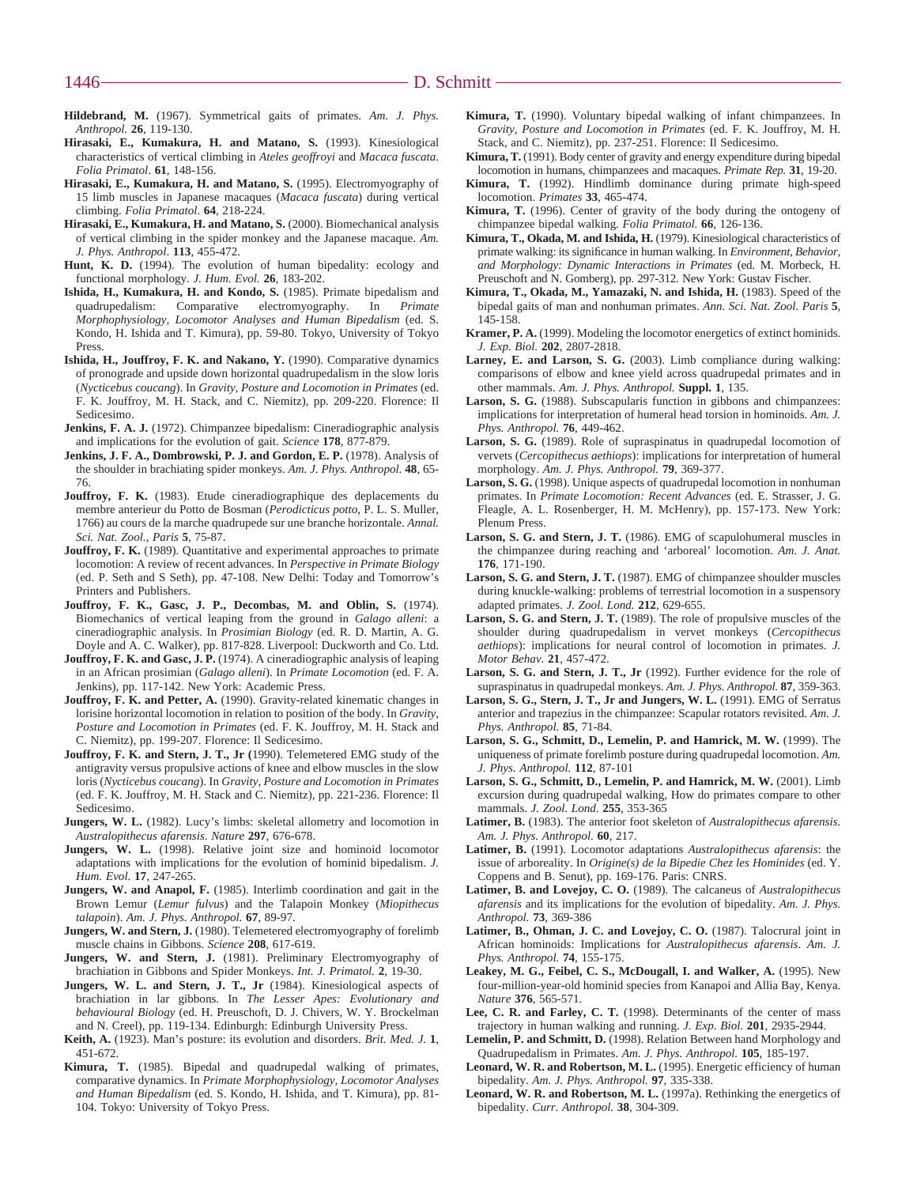**Hildebrand, M.** (1967). Symmetrical gaits of primates. *Am. J. Phys. Anthropol.* **26**, 119-130.

**Hirasaki, E., Kumakura, H. and Matano, S.** (1993). Kinesiological characteristics of vertical climbing in *Ateles geoffroyi* and *Macaca fuscata*. *Folia Primatol*. **61**, 148-156.

**Hirasaki, E., Kumakura, H. and Matano, S.** (1995). Electromyography of 15 limb muscles in Japanese macaques (*Macaca fuscata*) during vertical climbing. *Folia Primatol*. **64**, 218-224.

**Hirasaki, E., Kumakura, H. and Matano, S.** (2000). Biomechanical analysis of vertical climbing in the spider monkey and the Japanese macaque. *Am. J. Phys. Anthropol.* **113**, 455-472.

**Hunt, K. D.** (1994). The evolution of human bipedality: ecology and functional morphology. *J. Hum. Evol.* **26**, 183-202.

**Ishida, H., Kumakura, H. and Kondo, S.** (1985). Primate bipedalism and quadrupedalism: Comparative electromyography. In *Primate Morphophysiology, Locomotor Analyses and Human Bipedalism* (ed. S. Kondo, H. Ishida and T. Kimura), pp. 59-80. Tokyo, University of Tokyo Press.

**Ishida, H., Jouffroy, F. K. and Nakano, Y.** (1990). Comparative dynamics of pronograde and upside down horizontal quadrupedalism in the slow loris (*Nycticebus coucang*). In *Gravity, Posture and Locomotion in Primates* (ed. F. K. Jouffroy, M. H. Stack, and C. Niemitz), pp. 209-220. Florence: Il Sedicesimo.

**Jenkins, F. A. J.** (1972). Chimpanzee bipedalism: Cineradiographic analysis and implications for the evolution of gait. *Science* **178**, 877-879.

**Jenkins, J. F. A., Dombrowski, P. J. and Gordon, E. P.** (1978). Analysis of the shoulder in brachiating spider monkeys. *Am. J. Phys. Anthropol.* **48**, 65-76.

**Jouffroy, F. K.** (1983). Etude cineradiographique des deplacements du membre anterieur du Potto de Bosman (*Perodicticus potto*, P. L. S. Muller, 1766) au cours de la marche quadrupede sur une branche horizontale. *Annal. Sci. Nat. Zool., Paris* **5**, 75-87.

**Jouffroy, F. K.** (1989). Quantitative and experimental approaches to primate locomotion: A review of recent advances. In *Perspective in Primate Biology* (ed. P. Seth and S Seth), pp. 47-108. New Delhi: Today and Tomorrow's Printers and Publishers.

**Jouffroy, F. K., Gasc, J. P., Decombas, M. and Oblin, S.** (1974). Biomechanics of vertical leaping from the ground in *Galago alleni*: a cineradiographic analysis. In *Prosimian Biology* (ed. R. D. Martin, A. G. Doyle and A. C. Walker), pp. 817-828. Liverpool: Duckworth and Co. Ltd.

**Jouffroy, F. K. and Gasc, J. P.** (1974). A cineradiographic analysis of leaping in an African prosimian (*Galago alleni*). In *Primate Locomotion* (ed. F. A. Jenkins), pp. 117-142. New York: Academic Press.

**Jouffroy, F. K. and Petter, A.** (1990). Gravity-related kinematic changes in lorisine horizontal locomotion in relation to position of the body. In *Gravity, Posture and Locomotion in Primates* (ed. F. K. Jouffroy, M. H. Stack and C. Niemitz), pp. 199-207. Florence: Il Sedicesimo.

**Jouffroy, F. K. and Stern, J. T., Jr (**1990). Telemetered EMG study of the antigravity versus propulsive actions of knee and elbow muscles in the slow loris (*Nycticebus coucang*). In *Gravity, Posture and Locomotion in Primates* (ed. F. K. Jouffroy, M. H. Stack and C. Niemitz), pp. 221-236. Florence: Il Sedicesimo.

**Jungers, W. L.** (1982). Lucy's limbs: skeletal allometry and locomotion in *Australopithecus afarensis*. *Nature* **297**, 676-678.

**Jungers, W. L.** (1998). Relative joint size and hominoid locomotor adaptations with implications for the evolution of hominid bipedalism. *J. Hum. Evol.* **17**, 247-265.

**Jungers, W. and Anapol, F.** (1985). Interlimb coordination and gait in the Brown Lemur (*Lemur fulvus*) and the Talapoin Monkey (*Miopithecus talapoin*). *Am. J. Phys. Anthropol.* **67**, 89-97.

**Jungers, W. and Stern, J.** (1980). Telemetered electromyography of forelimb muscle chains in Gibbons. *Science* **208**, 617-619.

**Jungers, W. and Stern, J.** (1981). Preliminary Electromyography of brachiation in Gibbons and Spider Monkeys. *Int. J. Primatol.* **2**, 19-30.

**Jungers, W. L. and Stern, J. T., Jr** (1984). Kinesiological aspects of brachiation in lar gibbons. In *The Lesser Apes: Evolutionary and behavioural Biology* (ed. H. Preuschoft, D. J. Chivers, W. Y. Brockelman and N. Creel), pp. 119-134. Edinburgh: Edinburgh University Press.

**Keith, A.** (1923). Man's posture: its evolution and disorders. *Brit. Med. J.* **1**, 451-672.

**Kimura, T.** (1985). Bipedal and quadrupedal walking of primates, comparative dynamics. In *Primate Morphophysiology, Locomotor Analyses and Human Bipedalism* (ed. S. Kondo, H. Ishida, and T. Kimura), pp. 81-104. Tokyo: University of Tokyo Press.

**Kimura, T.** (1990). Voluntary bipedal walking of infant chimpanzees. In *Gravity, Posture and Locomotion in Primates* (ed. F. K. Jouffroy, M. H. Stack, and C. Niemitz), pp. 237-251. Florence: Il Sedicesimo.

**Kimura, T.** (1991). Body center of gravity and energy expenditure during bipedal locomotion in humans, chimpanzees and macaques. *Primate Rep.* **31**, 19-20.

**Kimura, T.** (1992). Hindlimb dominance during primate high-speed locomotion. *Primates* **33**, 465-474.

**Kimura, T.** (1996). Center of gravity of the body during the ontogeny of chimpanzee bipedal walking. *Folia Primatol.* **66**, 126-136.

**Kimura, T., Okada, M. and Ishida, H.** (1979). Kinesiological characteristics of primate walking: its significance in human walking. In *Environment, Behavior, and Morphology: Dynamic Interactions in Primates* (ed. M. Morbeck, H. Preuschoft and N. Gomberg), pp. 297-312. New York: Gustav Fischer.

**Kimura, T., Okada, M., Yamazaki, N. and Ishida, H.** (1983). Speed of the bipedal gaits of man and nonhuman primates. *Ann. Sci. Nat. Zool. Paris* **5**, 145-158.

**Kramer, P. A.** (1999). Modeling the locomotor energetics of extinct hominids. *J. Exp. Biol.* **202**, 2807-2818.

**Larney, E. and Larson, S. G.** (2003). Limb compliance during walking: comparisons of elbow and knee yield across quadrupedal primates and in other mammals. *Am. J. Phys. Anthropol.* **Suppl. 1**, 135.

**Larson, S. G.** (1988). Subscapularis function in gibbons and chimpanzees: implications for interpretation of humeral head torsion in hominoids. *Am. J. Phys. Anthropol.* **76**, 449-462.

**Larson, S. G.** (1989). Role of supraspinatus in quadrupedal locomotion of vervets (*Cercopithecus aethiops*): implications for interpretation of humeral morphology. *Am. J. Phys. Anthropol.* **79**, 369-377.

**Larson, S. G.** (1998). Unique aspects of quadrupedal locomotion in nonhuman primates. In *Primate Locomotion: Recent Advances* (ed. E. Strasser, J. G. Fleagle, A. L. Rosenberger, H. M. McHenry), pp. 157-173. New York: Plenum Press.

**Larson, S. G. and Stern, J. T.** (1986). EMG of scapulohumeral muscles in the chimpanzee during reaching and 'arboreal' locomotion. *Am. J. Anat.* **176**, 171-190.

**Larson, S. G. and Stern, J. T.** (1987). EMG of chimpanzee shoulder muscles during knuckle-walking: problems of terrestrial locomotion in a suspensory adapted primates. *J. Zool. Lond.* **212**, 629-655.

**Larson, S. G. and Stern, J. T.** (1989). The role of propulsive muscles of the shoulder during quadrupedalism in vervet monkeys (*Cercopithecus aethiops*): implications for neural control of locomotion in primates. *J. Motor Behav.* **21**, 457-472.

**Larson, S. G. and Stern, J. T., Jr** (1992). Further evidence for the role of supraspinatus in quadrupedal monkeys. *Am. J. Phys. Anthropol.* **87**, 359-363.

**Larson, S. G., Stern, J. T., Jr and Jungers, W. L.** (1991). EMG of Serratus anterior and trapezius in the chimpanzee: Scapular rotators revisited. *Am. J. Phys. Anthropol.* **85**, 71-84.

**Larson, S. G., Schmitt, D., Lemelin, P. and Hamrick, M. W.** (1999). The uniqueness of primate forelimb posture during quadrupedal locomotion. *Am. J. Phys. Anthropol.* **112**, 87-101

**Larson, S. G., Schmitt, D., Lemelin, P. and Hamrick, M. W.** (2001). Limb excursion during quadrupedal walking, How do primates compare to other mammals. *J. Zool. Lond.* **255**, 353-365

**Latimer, B.** (1983). The anterior foot skeleton of *Australopithecus afarensis*. *Am. J. Phys. Anthropol.* **60**, 217.

**Latimer, B.** (1991). Locomotor adaptations *Australopithecus afarensis*: the issue of arboreality. In *Origine(s) de la Bipedie Chez les Hominides* (ed. Y. Coppens and B. Senut), pp. 169-176. Paris: CNRS.

**Latimer, B. and Lovejoy, C. O.** (1989). The calcaneus of *Australopithecus afarensis* and its implications for the evolution of bipedality. *Am. J. Phys. Anthropol.* **73**, 369-386

**Latimer, B., Ohman, J. C. and Lovejoy, C. O.** (1987). Talocrural joint in African hominoids: Implications for *Australopithecus afarensis*. *Am. J. Phys. Anthropol.* **74**, 155-175.

**Leakey, M. G., Feibel, C. S., McDougall, I. and Walker, A.** (1995). New four-million-year-old hominid species from Kanapoi and Allia Bay, Kenya. *Nature* **376**, 565-571.

**Lee, C. R. and Farley, C. T.** (1998). Determinants of the center of mass trajectory in human walking and running. *J. Exp. Biol.* **201**, 2935-2944.

**Lemelin, P. and Schmitt, D.** (1998). Relation Between hand Morphology and Quadrupedalism in Primates. *Am. J. Phys. Anthropol.* **105**, 185-197.

**Leonard, W. R. and Robertson, M. L.** (1995). Energetic efficiency of human bipedality. *Am. J. Phys. Anthropol.* **97**, 335-338.

**Leonard, W. R. and Robertson, M. L.** (1997a). Rethinking the energetics of bipedality. *Curr. Anthropol.* **38**, 304-309.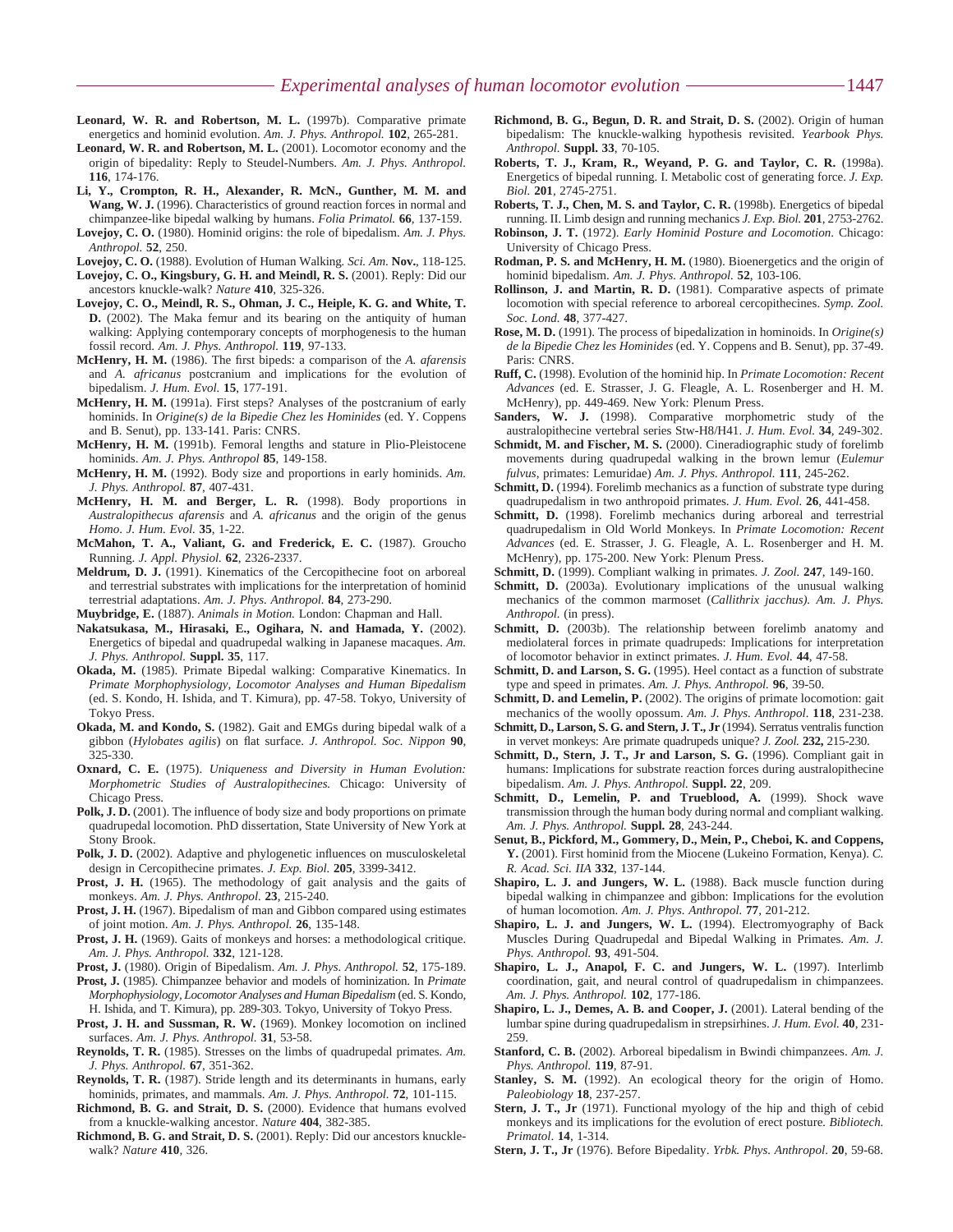**Leonard, W. R. and Robertson, M. L.** (1997b). Comparative primate energetics and hominid evolution. *Am. J. Phys. Anthropol.* **102**, 265-281.

**Leonard, W. R. and Robertson, M. L.** (2001). Locomotor economy and the origin of bipedality: Reply to Steudel-Numbers. *Am. J. Phys. Anthropol.* **116**, 174-176.

**Li, Y., Crompton, R. H., Alexander, R. McN., Gunther, M. M. and Wang, W. J.** (1996). Characteristics of ground reaction forces in normal and chimpanzee-like bipedal walking by humans. *Folia Primatol.* **66**, 137-159.

**Lovejoy, C. O.** (1980). Hominid origins: the role of bipedalism. *Am. J. Phys. Anthropol.* **52**, 250.

**Lovejoy, C. O.** (1988). Evolution of Human Walking. *Sci. Am.* **Nov.**, 118-125.

**Lovejoy, C. O., Kingsbury, G. H. and Meindl, R. S.** (2001). Reply: Did our ancestors knuckle-walk? *Nature* **410**, 325-326.

**Lovejoy, C. O., Meindl, R. S., Ohman, J. C., Heiple, K. G. and White, T. D.** (2002). The Maka femur and its bearing on the antiquity of human walking: Applying contemporary concepts of morphogenesis to the human fossil record. *Am. J. Phys. Anthropol.* **119**, 97-133.

**McHenry, H. M.** (1986). The first bipeds: a comparison of the *A. afarensis* and *A. africanus* postcranium and implications for the evolution of bipedalism. *J. Hum. Evol.* **15**, 177-191.

**McHenry, H. M.** (1991a). First steps? Analyses of the postcranium of early hominids. In *Origine(s) de la Bipedie Chez les Hominides* (ed. Y. Coppens and B. Senut), pp. 133-141. Paris: CNRS.

**McHenry, H. M.** (1991b). Femoral lengths and stature in Plio-Pleistocene hominids. *Am. J. Phys. Anthropol* **85**, 149-158.

**McHenry, H. M.** (1992). Body size and proportions in early hominids. *Am. J. Phys. Anthropol.* **87**, 407-431.

**McHenry, H. M. and Berger, L. R.** (1998). Body proportions in *Australopithecus afarensis* and *A. africanus* and the origin of the genus *Homo*. *J. Hum. Evol.* **35**, 1-22.

**McMahon, T. A., Valiant, G. and Frederick, E. C.** (1987). Groucho Running. *J. Appl. Physiol.* **62**, 2326-2337.

**Meldrum, D. J.** (1991). Kinematics of the Cercopithecine foot on arboreal and terrestrial substrates with implications for the interpretation of hominid terrestrial adaptations. *Am. J. Phys. Anthropol.* **84**, 273-290.

**Muybridge, E.** (1887). *Animals in Motion.* London: Chapman and Hall.

**Nakatsukasa, M., Hirasaki, E., Ogihara, N. and Hamada, Y.** (2002). Energetics of bipedal and quadrupedal walking in Japanese macaques. *Am. J. Phys. Anthropol.* **Suppl. 35**, 117.

**Okada, M.** (1985). Primate Bipedal walking: Comparative Kinematics. In *Primate Morphophysiology, Locomotor Analyses and Human Bipedalism* (ed. S. Kondo, H. Ishida, and T. Kimura), pp. 47-58. Tokyo, University of Tokyo Press.

**Okada, M. and Kondo, S.** (1982). Gait and EMGs during bipedal walk of a gibbon (*Hylobates agilis*) on flat surface. *J. Anthropol. Soc. Nippon* **90**, 325-330.

**Oxnard, C. E.** (1975). *Uniqueness and Diversity in Human Evolution: Morphometric Studies of Australopithecines.* Chicago: University of Chicago Press.

**Polk, J. D.** (2001). The influence of body size and body proportions on primate quadrupedal locomotion. PhD dissertation, State University of New York at Stony Brook.

**Polk, J. D.** (2002). Adaptive and phylogenetic influences on musculoskeletal design in Cercopithecine primates. *J. Exp. Biol.* **205**, 3399-3412.

**Prost, J. H.** (1965). The methodology of gait analysis and the gaits of monkeys. *Am. J. Phys. Anthropol.* **23**, 215-240.

**Prost, J. H.** (1967). Bipedalism of man and Gibbon compared using estimates of joint motion. *Am. J. Phys. Anthropol.* **26**, 135-148.

**Prost, J. H.** (1969). Gaits of monkeys and horses: a methodological critique. *Am. J. Phys. Anthropol.* **332**, 121-128.

**Prost, J.** (1980). Origin of Bipedalism. *Am. J. Phys. Anthropol.* **52**, 175-189.

**Prost, J.** (1985). Chimpanzee behavior and models of hominization. In *Primate Morphophysiology, Locomotor Analyses and Human Bipedalism* (ed. S. Kondo, H. Ishida, and T. Kimura), pp. 289-303. Tokyo, University of Tokyo Press.

**Prost, J. H. and Sussman, R. W.** (1969). Monkey locomotion on inclined surfaces. *Am. J. Phys. Anthropol.* **31**, 53-58.

**Reynolds, T. R.** (1985). Stresses on the limbs of quadrupedal primates. *Am. J. Phys. Anthropol.* **67**, 351-362.

**Reynolds, T. R.** (1987). Stride length and its determinants in humans, early hominids, primates, and mammals. *Am. J. Phys. Anthropol.* **72**, 101-115.

**Richmond, B. G. and Strait, D. S.** (2000). Evidence that humans evolved from a knuckle-walking ancestor. *Nature* **404**, 382-385.

**Richmond, B. G. and Strait, D. S.** (2001). Reply: Did our ancestors knuckle-walk? *Nature* **410**, 326.

**Richmond, B. G., Begun, D. R. and Strait, D. S.** (2002). Origin of human bipedalism: The knuckle-walking hypothesis revisited. *Yearbook Phys. Anthropol.* **Suppl. 33**, 70-105.

**Roberts, T. J., Kram, R., Weyand, P. G. and Taylor, C. R.** (1998a). Energetics of bipedal running. I. Metabolic cost of generating force. *J. Exp. Biol.* **201**, 2745-2751.

**Roberts, T. J., Chen, M. S. and Taylor, C. R.** (1998b). Energetics of bipedal running. II. Limb design and running mechanics *J. Exp. Biol.* **201**, 2753-2762.

**Robinson, J. T.** (1972). *Early Hominid Posture and Locomotion.* Chicago: University of Chicago Press.

**Rodman, P. S. and McHenry, H. M.** (1980). Bioenergetics and the origin of hominid bipedalism. *Am. J. Phys. Anthropol.* **52**, 103-106.

**Rollinson, J. and Martin, R. D.** (1981). Comparative aspects of primate locomotion with special reference to arboreal cercopithecines. *Symp. Zool. Soc. Lond.* **48**, 377-427.

**Rose, M. D.** (1991). The process of bipedalization in hominoids. In *Origine(s) de la Bipedie Chez les Hominides* (ed. Y. Coppens and B. Senut), pp. 37-49. Paris: CNRS.

**Ruff, C.** (1998). Evolution of the hominid hip. In *Primate Locomotion: Recent Advances* (ed. E. Strasser, J. G. Fleagle, A. L. Rosenberger and H. M. McHenry), pp. 449-469. New York: Plenum Press.

**Sanders, W. J.** (1998). Comparative morphometric study of the australopithecine vertebral series Stw-H8/H41. *J. Hum. Evol.* **34**, 249-302.

**Schmidt, M. and Fischer, M. S.** (2000). Cineradiographic study of forelimb movements during quadrupedal walking in the brown lemur (*Eulemur fulvus*, primates: Lemuridae) *Am. J. Phys. Anthropol.* **111**, 245-262.

**Schmitt, D.** (1994). Forelimb mechanics as a function of substrate type during quadrupedalism in two anthropoid primates. *J. Hum. Evol.* **26**, 441-458.

**Schmitt, D.** (1998). Forelimb mechanics during arboreal and terrestrial quadrupedalism in Old World Monkeys. In *Primate Locomotion: Recent Advances* (ed. E. Strasser, J. G. Fleagle, A. L. Rosenberger and H. M. McHenry), pp. 175-200. New York: Plenum Press.

**Schmitt, D.** (1999). Compliant walking in primates. *J. Zool.* **247**, 149-160.

**Schmitt, D.** (2003a). Evolutionary implications of the unusual walking mechanics of the common marmoset (*Callithrix jacchus*). *Am. J. Phys. Anthropol.* (in press).

**Schmitt, D.** (2003b). The relationship between forelimb anatomy and mediolateral forces in primate quadrupeds: Implications for interpretation of locomotor behavior in extinct primates. *J. Hum. Evol.* **44**, 47-58.

**Schmitt, D. and Larson, S. G.** (1995). Heel contact as a function of substrate type and speed in primates. *Am. J. Phys. Anthropol.* **96**, 39-50.

**Schmitt, D. and Lemelin, P.** (2002). The origins of primate locomotion: gait mechanics of the woolly opossum. *Am. J. Phys. Anthropol.* **118**, 231-238.

**Schmitt, D., Larson, S. G. and Stern, J. T., Jr** (1994). Serratus ventralis function in vervet monkeys: Are primate quadrupeds unique? *J. Zool.* **232,** 215-230.

**Schmitt, D., Stern, J. T., Jr and Larson, S. G.** (1996). Compliant gait in humans: Implications for substrate reaction forces during australopithecine bipedalism. *Am. J. Phys. Anthropol.* **Suppl. 22**, 209.

**Schmitt, D., Lemelin, P. and Trueblood, A.** (1999). Shock wave transmission through the human body during normal and compliant walking. *Am. J. Phys. Anthropol.* **Suppl. 28**, 243-244.

**Senut, B., Pickford, M., Gommery, D., Mein, P., Cheboi, K. and Coppens, Y.** (2001). First hominid from the Miocene (Lukeino Formation, Kenya). *C. R. Acad. Sci. IIA* **332**, 137-144.

**Shapiro, L. J. and Jungers, W. L.** (1988). Back muscle function during bipedal walking in chimpanzee and gibbon: Implications for the evolution of human locomotion. *Am. J. Phys. Anthropol.* **77**, 201-212.

**Shapiro, L. J. and Jungers, W. L.** (1994). Electromyography of Back Muscles During Quadrupedal and Bipedal Walking in Primates. *Am. J. Phys. Anthropol.* **93**, 491-504.

**Shapiro, L. J., Anapol, F. C. and Jungers, W. L.** (1997). Interlimb coordination, gait, and neural control of quadrupedalism in chimpanzees. *Am. J. Phys. Anthropol.* **102**, 177-186.

**Shapiro, L. J., Demes, A. B. and Cooper, J.** (2001). Lateral bending of the lumbar spine during quadrupedalism in strepsirhines. *J. Hum. Evol.* **40**, 231-259.

**Stanford, C. B.** (2002). Arboreal bipedalism in Bwindi chimpanzees. *Am. J. Phys. Anthropol.* **119**, 87-91.

**Stanley, S. M.** (1992). An ecological theory for the origin of Homo. *Paleobiology* **18**, 237-257.

**Stern, J. T., Jr** (1971). Functional myology of the hip and thigh of cebid monkeys and its implications for the evolution of erect posture. *Bibliotech. Primatol*. **14**, 1-314.

**Stern, J. T., Jr** (1976). Before Bipedality. *Yrbk. Phys. Anthropol*. **20**, 59-68.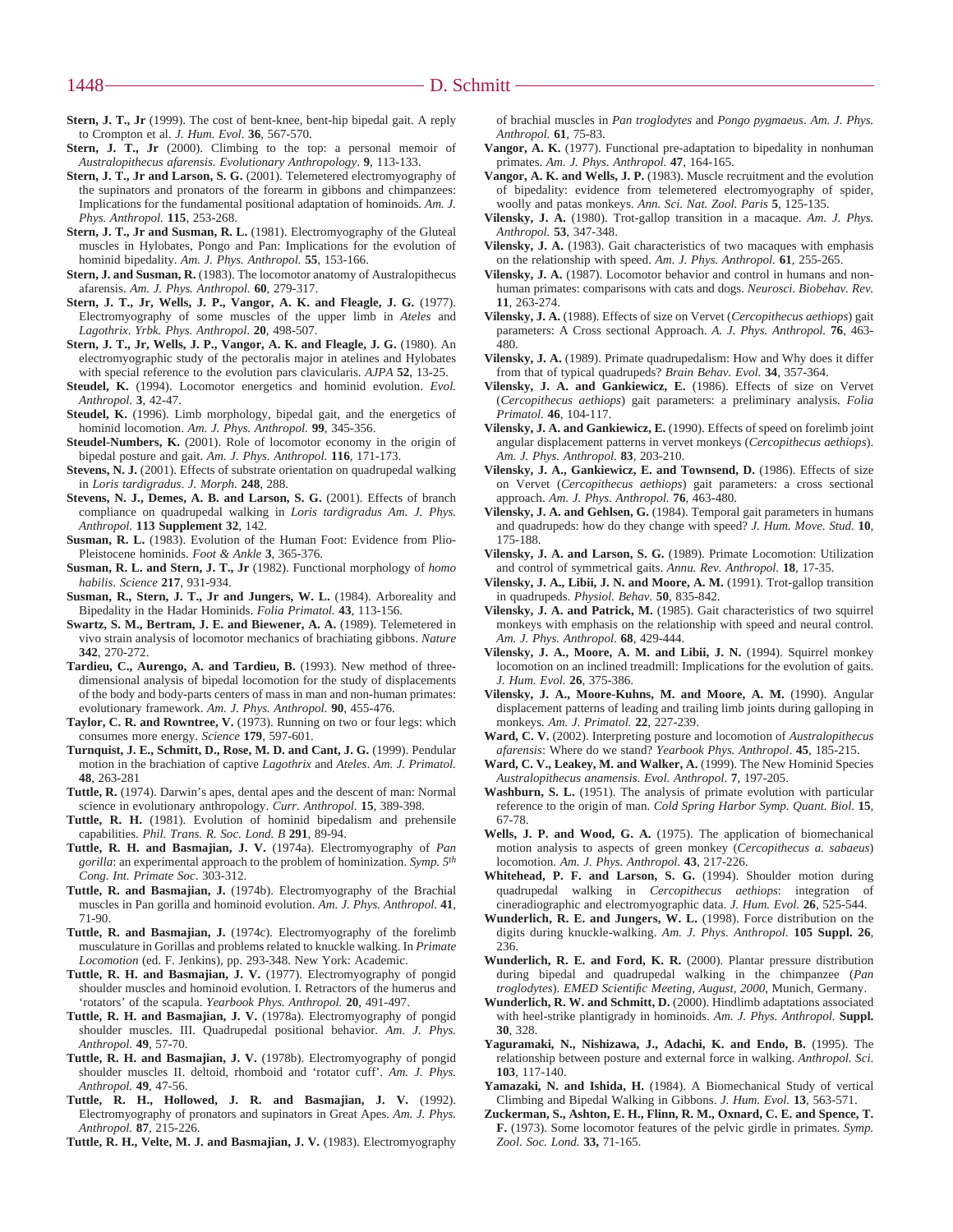**Stern, J. T., Jr** (1999). The cost of bent-knee, bent-hip bipedal gait. A reply to Crompton et al. *J. Hum. Evol*. **36**, 567-570.

**Stern, J. T., Jr** (2000). Climbing to the top: a personal memoir of *Australopithecus afarensis*. *Evolutionary Anthropology*. **9**, 113-133.

**Stern, J. T., Jr and Larson, S. G.** (2001). Telemetered electromyography of the supinators and pronators of the forearm in gibbons and chimpanzees: Implications for the fundamental positional adaptation of hominoids. *Am. J. Phys. Anthropol.* **115**, 253-268.

**Stern, J. T., Jr and Susman, R. L.** (1981). Electromyography of the Gluteal muscles in Hylobates, Pongo and Pan: Implications for the evolution of hominid bipedality. *Am. J. Phys. Anthropol.* **55**, 153-166.

**Stern, J. and Susman, R.** (1983). The locomotor anatomy of Australopithecus afarensis. *Am. J. Phys. Anthropol.* **60**, 279-317.

**Stern, J. T., Jr, Wells, J. P., Vangor, A. K. and Fleagle, J. G.** (1977). Electromyography of some muscles of the upper limb in *Ateles* and *Lagothrix*. *Yrbk. Phys. Anthropol.* **20**, 498-507.

**Stern, J. T., Jr, Wells, J. P., Vangor, A. K. and Fleagle, J. G.** (1980). An electromyographic study of the pectoralis major in atelines and Hylobates with special reference to the evolution pars clavicularis. *AJPA* **52**, 13-25.

**Steudel, K.** (1994). Locomotor energetics and hominid evolution. *Evol. Anthropol.* **3**, 42-47.

**Steudel, K.** (1996). Limb morphology, bipedal gait, and the energetics of hominid locomotion. *Am. J. Phys. Anthropol.* **99**, 345-356.

**Steudel-Numbers, K.** (2001). Role of locomotor economy in the origin of bipedal posture and gait. *Am. J. Phys. Anthropol.* **116**, 171-173.

**Stevens, N. J.** (2001). Effects of substrate orientation on quadrupedal walking in *Loris tardigradus*. *J. Morph.* **248**, 288.

**Stevens, N. J., Demes, A. B. and Larson, S. G.** (2001). Effects of branch compliance on quadrupedal walking in *Loris tardigradus Am. J. Phys. Anthropol.* **113 Supplement 32**, 142.

**Susman, R. L.** (1983). Evolution of the Human Foot: Evidence from Plio-Pleistocene hominids. *Foot & Ankle* **3**, 365-376.

**Susman, R. L. and Stern, J. T., Jr** (1982). Functional morphology of *homo habilis*. *Science* **217**, 931-934.

**Susman, R., Stern, J. T., Jr and Jungers, W. L.** (1984). Arboreality and Bipedality in the Hadar Hominids. *Folia Primatol.* **43**, 113-156.

**Swartz, S. M., Bertram, J. E. and Biewener, A. A.** (1989). Telemetered in vivo strain analysis of locomotor mechanics of brachiating gibbons. *Nature* **342**, 270-272.

**Tardieu, C., Aurengo, A. and Tardieu, B.** (1993). New method of three-dimensional analysis of bipedal locomotion for the study of displacements of the body and body-parts centers of mass in man and non-human primates: evolutionary framework. *Am. J. Phys. Anthropol.* **90**, 455-476.

**Taylor, C. R. and Rowntree, V.** (1973). Running on two or four legs: which consumes more energy. *Science* **179**, 597-601.

**Turnquist, J. E., Schmitt, D., Rose, M. D. and Cant, J. G.** (1999). Pendular motion in the brachiation of captive *Lagothrix* and *Ateles*. *Am. J. Primatol.* **48**, 263-281

**Tuttle, R.** (1974). Darwin's apes, dental apes and the descent of man: Normal science in evolutionary anthropology. *Curr. Anthropol.* **15**, 389-398.

**Tuttle, R. H.** (1981). Evolution of hominid bipedalism and prehensile capabilities. *Phil. Trans. R. Soc. Lond. B* **291**, 89-94.

**Tuttle, R. H. and Basmajian, J. V.** (1974a). Electromyography of *Pan gorilla*: an experimental approach to the problem of hominization. *Symp. 5th Cong. Int. Primate Soc*. 303-312.

**Tuttle, R. and Basmajian, J.** (1974b). Electromyography of the Brachial muscles in Pan gorilla and hominoid evolution. *Am. J. Phys. Anthropol.* **41**, 71-90.

**Tuttle, R. and Basmajian, J.** (1974c). Electromyography of the forelimb musculature in Gorillas and problems related to knuckle walking. In *Primate Locomotion* (ed. F. Jenkins), pp. 293-348. New York: Academic.

**Tuttle, R. H. and Basmajian, J. V.** (1977). Electromyography of pongid shoulder muscles and hominoid evolution. I. Retractors of the humerus and 'rotators' of the scapula. *Yearbook Phys. Anthropol.* **20**, 491-497.

**Tuttle, R. H. and Basmajian, J. V.** (1978a). Electromyography of pongid shoulder muscles. III. Quadrupedal positional behavior. *Am. J. Phys. Anthropol.* **49**, 57-70.

**Tuttle, R. H. and Basmajian, J. V.** (1978b). Electromyography of pongid shoulder muscles II. deltoid, rhomboid and 'rotator cuff'. *Am. J. Phys. Anthropol.* **49**, 47-56.

**Tuttle, R. H., Hollowed, J. R. and Basmajian, J. V.** (1992). Electromyography of pronators and supinators in Great Apes. *Am. J. Phys. Anthropol.* **87**, 215-226.

**Tuttle, R. H., Velte, M. J. and Basmajian, J. V.** (1983). Electromyography of brachial muscles in *Pan troglodytes* and *Pongo pygmaeus*. *Am. J. Phys. Anthropol.* **61**, 75-83.

**Vangor, A. K.** (1977). Functional pre-adaptation to bipedality in nonhuman primates. *Am. J. Phys. Anthropol.* **47**, 164-165.

**Vangor, A. K. and Wells, J. P.** (1983). Muscle recruitment and the evolution of bipedality: evidence from telemetered electromyography of spider, woolly and patas monkeys. *Ann. Sci. Nat. Zool. Paris* **5**, 125-135.

**Vilensky, J. A.** (1980). Trot-gallop transition in a macaque. *Am. J. Phys. Anthropol.* **53**, 347-348.

**Vilensky, J. A.** (1983). Gait characteristics of two macaques with emphasis on the relationship with speed. *Am. J. Phys. Anthropol.* **61**, 255-265.

**Vilensky, J. A.** (1987). Locomotor behavior and control in humans and non-human primates: comparisons with cats and dogs. *Neurosci. Biobehav. Rev.* **11**, 263-274.

**Vilensky, J. A.** (1988). Effects of size on Vervet (*Cercopithecus aethiops*) gait parameters: A Cross sectional Approach. *A. J. Phys. Anthropol.* **76**, 463-480.

**Vilensky, J. A.** (1989). Primate quadrupedalism: How and Why does it differ from that of typical quadrupeds? *Brain Behav. Evol.* **34**, 357-364.

**Vilensky, J. A. and Gankiewicz, E.** (1986). Effects of size on Vervet (*Cercopithecus aethiops*) gait parameters: a preliminary analysis. *Folia Primatol.* **46**, 104-117.

**Vilensky, J. A. and Gankiewicz, E.** (1990). Effects of speed on forelimb joint angular displacement patterns in vervet monkeys (*Cercopithecus aethiops*). *Am. J. Phys. Anthropol.* **83**, 203-210.

**Vilensky, J. A., Gankiewicz, E. and Townsend, D.** (1986). Effects of size on Vervet (*Cercopithecus aethiops*) gait parameters: a cross sectional approach. *Am. J. Phys. Anthropol.* **76**, 463-480.

**Vilensky, J. A. and Gehlsen, G.** (1984). Temporal gait parameters in humans and quadrupeds: how do they change with speed? *J. Hum. Move. Stud.* **10**, 175-188.

**Vilensky, J. A. and Larson, S. G.** (1989). Primate Locomotion: Utilization and control of symmetrical gaits. *Annu. Rev. Anthropol.* **18**, 17-35.

**Vilensky, J. A., Libii, J. N. and Moore, A. M.** (1991). Trot-gallop transition in quadrupeds. *Physiol. Behav.* **50**, 835-842.

**Vilensky, J. A. and Patrick, M.** (1985). Gait characteristics of two squirrel monkeys with emphasis on the relationship with speed and neural control. *Am. J. Phys. Anthropol.* **68**, 429-444.

**Vilensky, J. A., Moore, A. M. and Libii, J. N.** (1994). Squirrel monkey locomotion on an inclined treadmill: Implications for the evolution of gaits. *J. Hum. Evol.* **26**, 375-386.

**Vilensky, J. A., Moore-Kuhns, M. and Moore, A. M.** (1990). Angular displacement patterns of leading and trailing limb joints during galloping in monkeys. *Am. J. Primatol.* **22**, 227-239.

**Ward, C. V.** (2002). Interpreting posture and locomotion of *Australopithecus afarensis*: Where do we stand? *Yearbook Phys. Anthropol*. **45**, 185-215.

**Ward, C. V., Leakey, M. and Walker, A.** (1999). The New Hominid Species *Australopithecus anamensis*. *Evol. Anthropol*. **7**, 197-205.

**Washburn, S. L.** (1951). The analysis of primate evolution with particular reference to the origin of man. *Cold Spring Harbor Symp. Quant. Biol.* **15**, 67-78.

**Wells, J. P. and Wood, G. A.** (1975). The application of biomechanical motion analysis to aspects of green monkey (*Cercopithecus a. sabaeus*) locomotion. *Am. J. Phys. Anthropol.* **43**, 217-226.

**Whitehead, P. F. and Larson, S. G.** (1994). Shoulder motion during quadrupedal walking in *Cercopithecus aethiops*: integration of cineradiographic and electromyographic data. *J. Hum. Evol.* **26**, 525-544.

**Wunderlich, R. E. and Jungers, W. L.** (1998). Force distribution on the digits during knuckle-walking. *Am. J. Phys. Anthropol.* **105 Suppl. 26**, 236.

**Wunderlich, R. E. and Ford, K. R.** (2000). Plantar pressure distribution during bipedal and quadrupedal walking in the chimpanzee (*Pan troglodytes*). *EMED Scientific Meeting, August, 2000*, Munich, Germany.

**Wunderlich, R. W. and Schmitt, D.** (2000). Hindlimb adaptations associated with heel-strike plantigrady in hominoids. *Am. J. Phys. Anthropol.* **Suppl. 30**, 328.

**Yaguramaki, N., Nishizawa, J., Adachi, K. and Endo, B.** (1995). The relationship between posture and external force in walking. *Anthropol. Sci.* **103**, 117-140.

**Yamazaki, N. and Ishida, H.** (1984). A Biomechanical Study of vertical Climbing and Bipedal Walking in Gibbons. *J. Hum. Evol.* **13**, 563-571.

**Zuckerman, S., Ashton, E. H., Flinn, R. M., Oxnard, C. E. and Spence, T. F.** (1973). Some locomotor features of the pelvic girdle in primates. *Symp. Zool. Soc. Lond.* **33,** 71-165.